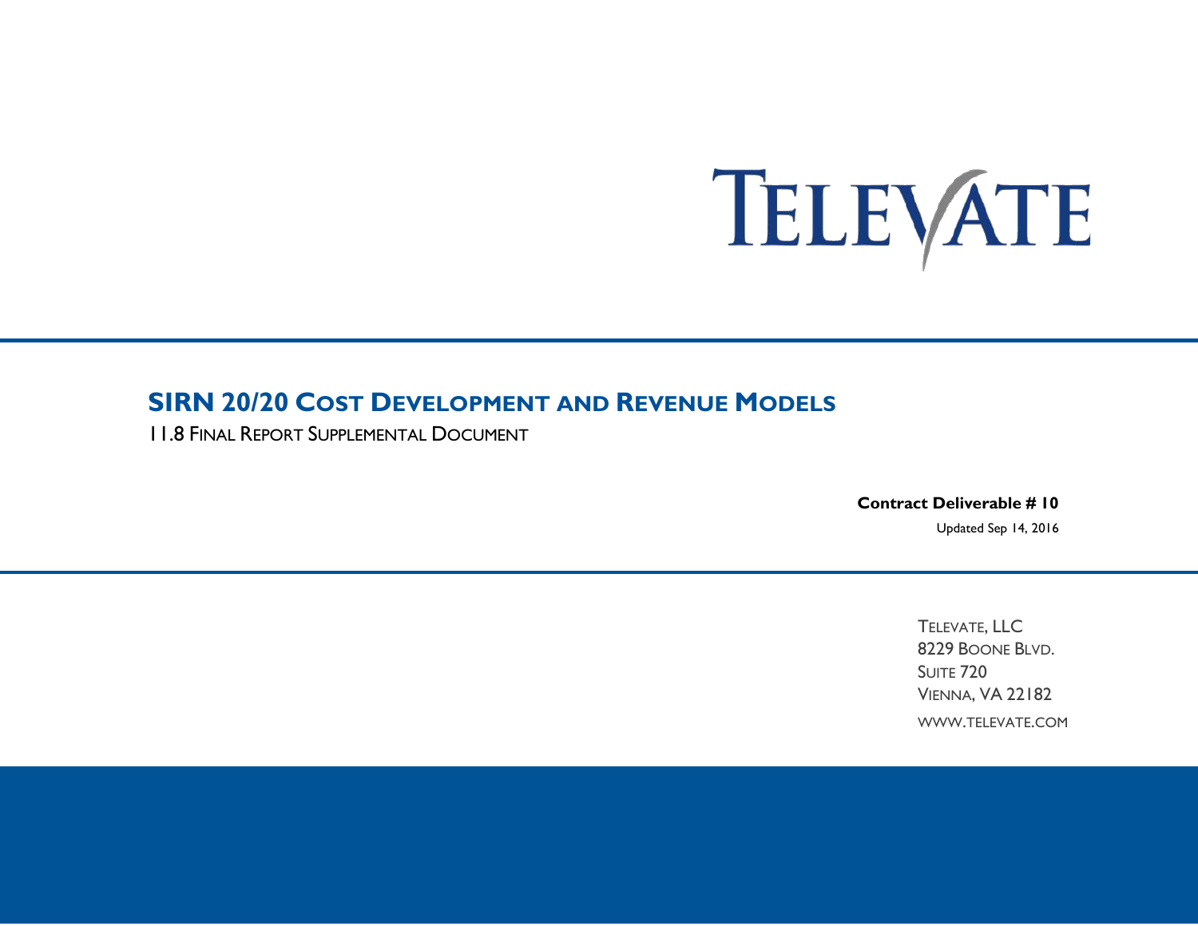TELEVATE

# SIRN 20/20 Cost Development and Revenue Models

11.8 Final Report Supplemental Document

**Contract Deliverable # 10**

Updated Sep 14, 2016

Televate, LLC
8229 Boone Blvd.
Suite 720
Vienna, VA 22182
www.televate.com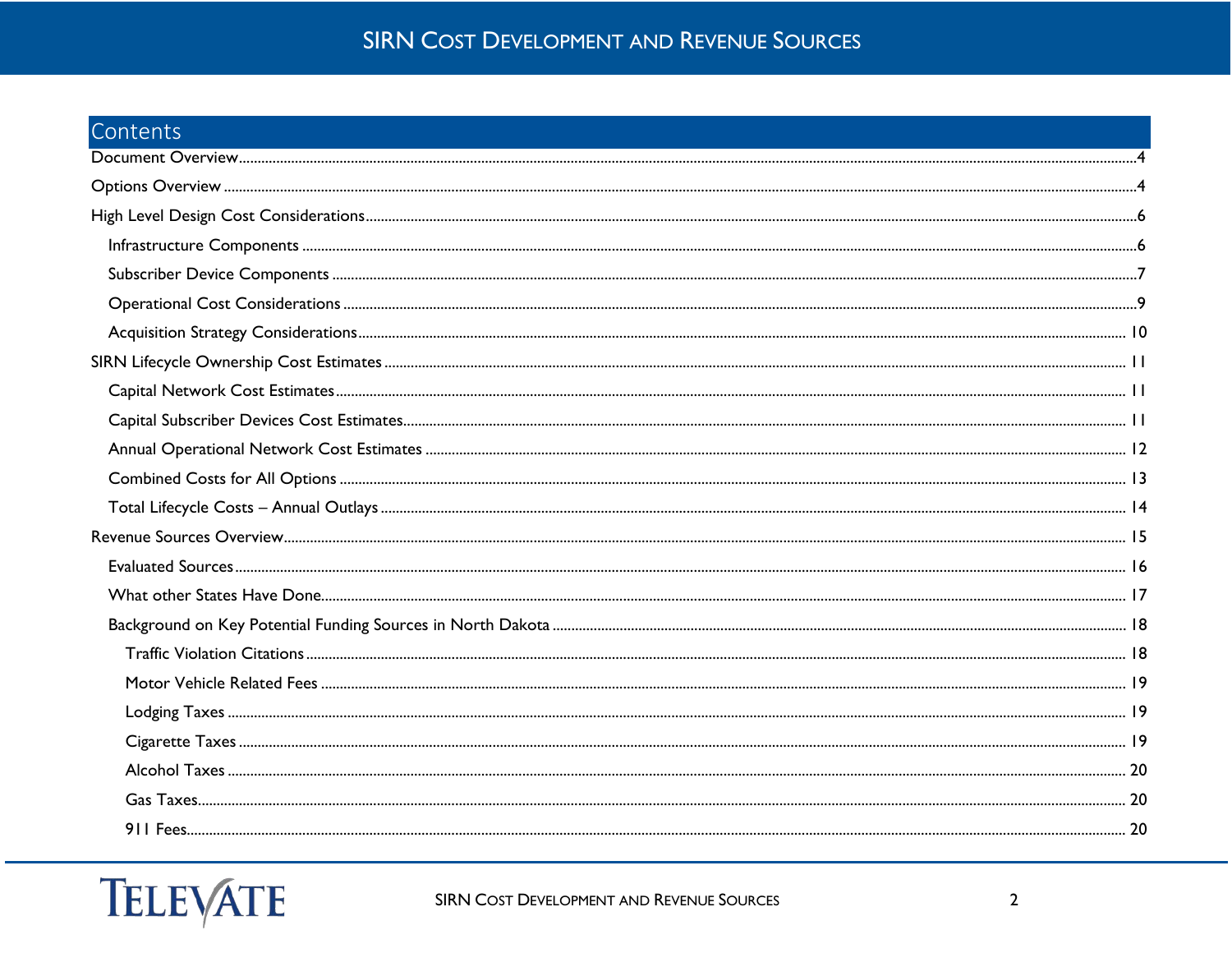# Contents

- Document Overview ..... 4
- Options Overview ..... 4
- High Level Design Cost Considerations ..... 6
  - Infrastructure Components ..... 6
  - Subscriber Device Components ..... 7
  - Operational Cost Considerations ..... 9
  - Acquisition Strategy Considerations ..... 10
- SIRN Lifecycle Ownership Cost Estimates ..... 11
  - Capital Network Cost Estimates ..... 11
  - Capital Subscriber Devices Cost Estimates ..... 11
  - Annual Operational Network Cost Estimates ..... 12
  - Combined Costs for All Options ..... 13
  - Total Lifecycle Costs – Annual Outlays ..... 14
- Revenue Sources Overview ..... 15
  - Evaluated Sources ..... 16
  - What other States Have Done ..... 17
  - Background on Key Potential Funding Sources in North Dakota ..... 18
    - Traffic Violation Citations ..... 18
    - Motor Vehicle Related Fees ..... 19
    - Lodging Taxes ..... 19
    - Cigarette Taxes ..... 19
    - Alcohol Taxes ..... 20
    - Gas Taxes ..... 20
    - 911 Fees ..... 20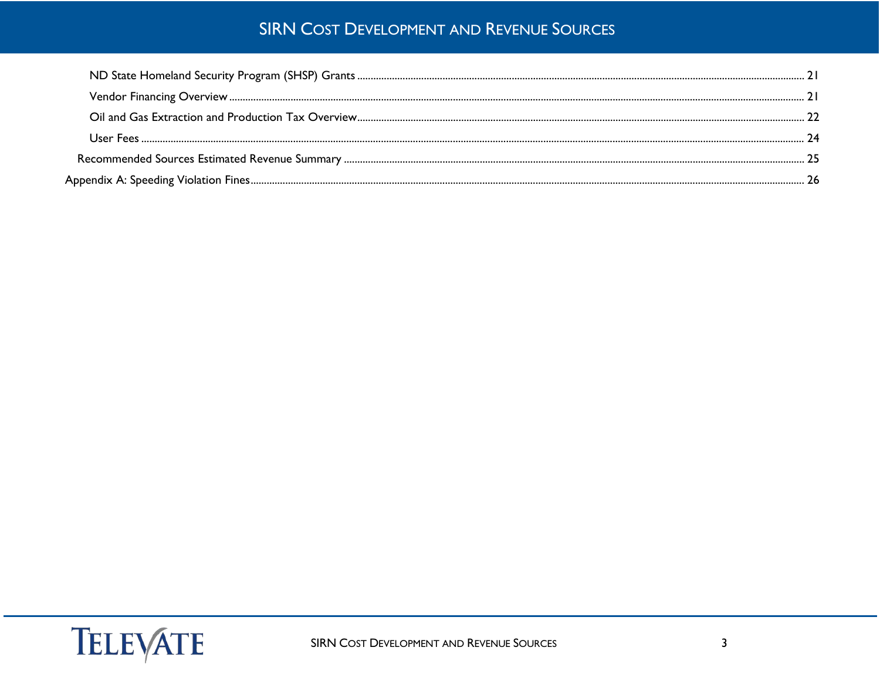- ND State Homeland Security Program (SHSP) Grants ..... 21
- Vendor Financing Overview ..... 21
- Oil and Gas Extraction and Production Tax Overview ..... 22
- User Fees ..... 24

Recommended Sources Estimated Revenue Summary ..... 25

Appendix A: Speeding Violation Fines ..... 26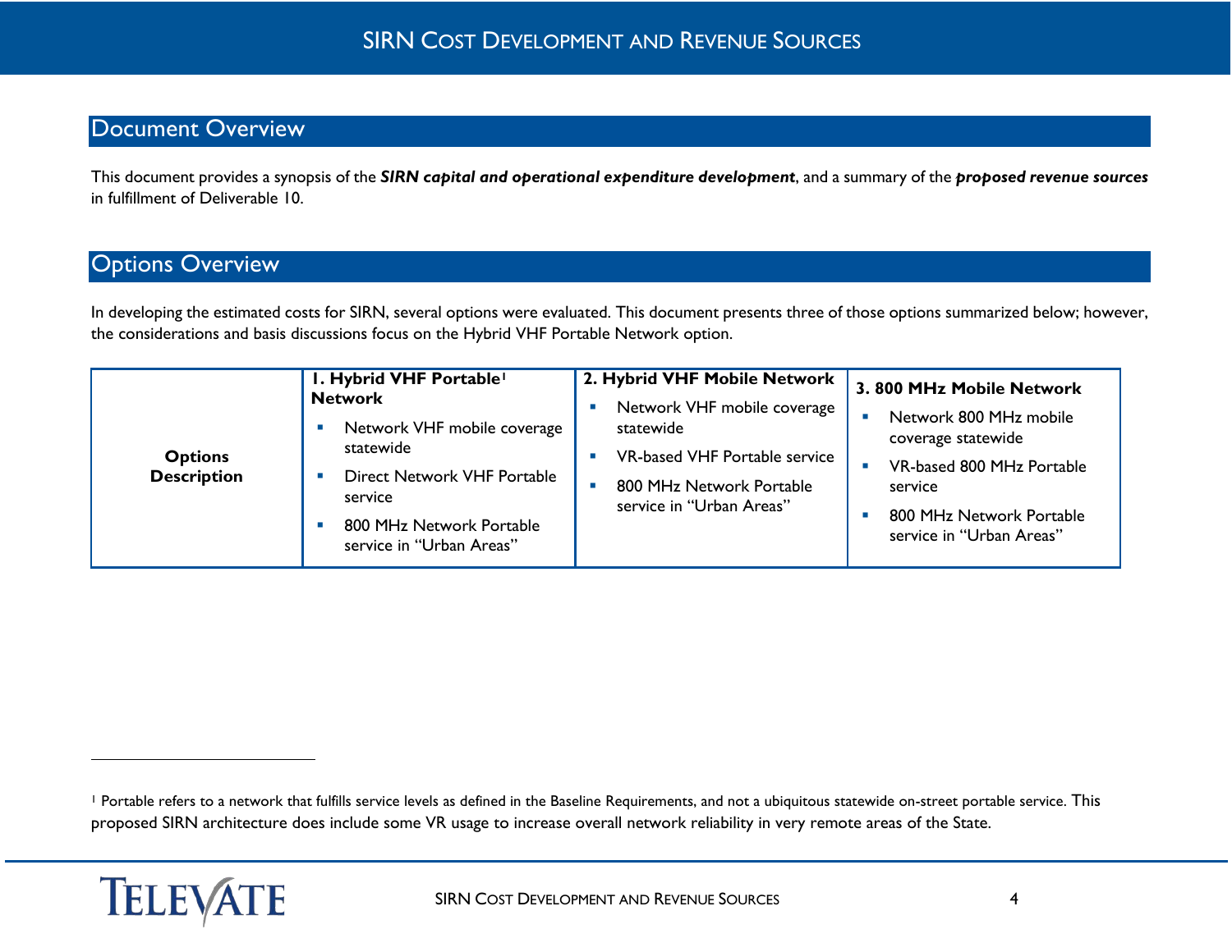## Document Overview

This document provides a synopsis of the ***SIRN capital and operational expenditure development***, and a summary of the ***proposed revenue sources*** in fulfillment of Deliverable 10.

## Options Overview

In developing the estimated costs for SIRN, several options were evaluated. This document presents three of those options summarized below; however, the considerations and basis discussions focus on the Hybrid VHF Portable Network option.

| **Options Description** | **1. Hybrid VHF Portable[1] Network** | **2. Hybrid VHF Mobile Network** | **3. 800 MHz Mobile Network** |
|---|---|---|---|
| | ▪ Network VHF mobile coverage statewide<br>▪ Direct Network VHF Portable service<br>▪ 800 MHz Network Portable service in “Urban Areas” | ▪ Network VHF mobile coverage statewide<br>▪ VR-based VHF Portable service<br>▪ 800 MHz Network Portable service in “Urban Areas” | ▪ Network 800 MHz mobile coverage statewide<br>▪ VR-based 800 MHz Portable service<br>▪ 800 MHz Network Portable service in “Urban Areas” |

[1] Portable refers to a network that fulfills service levels as defined in the Baseline Requirements, and not a ubiquitous statewide on-street portable service. This proposed SIRN architecture does include some VR usage to increase overall network reliability in very remote areas of the State.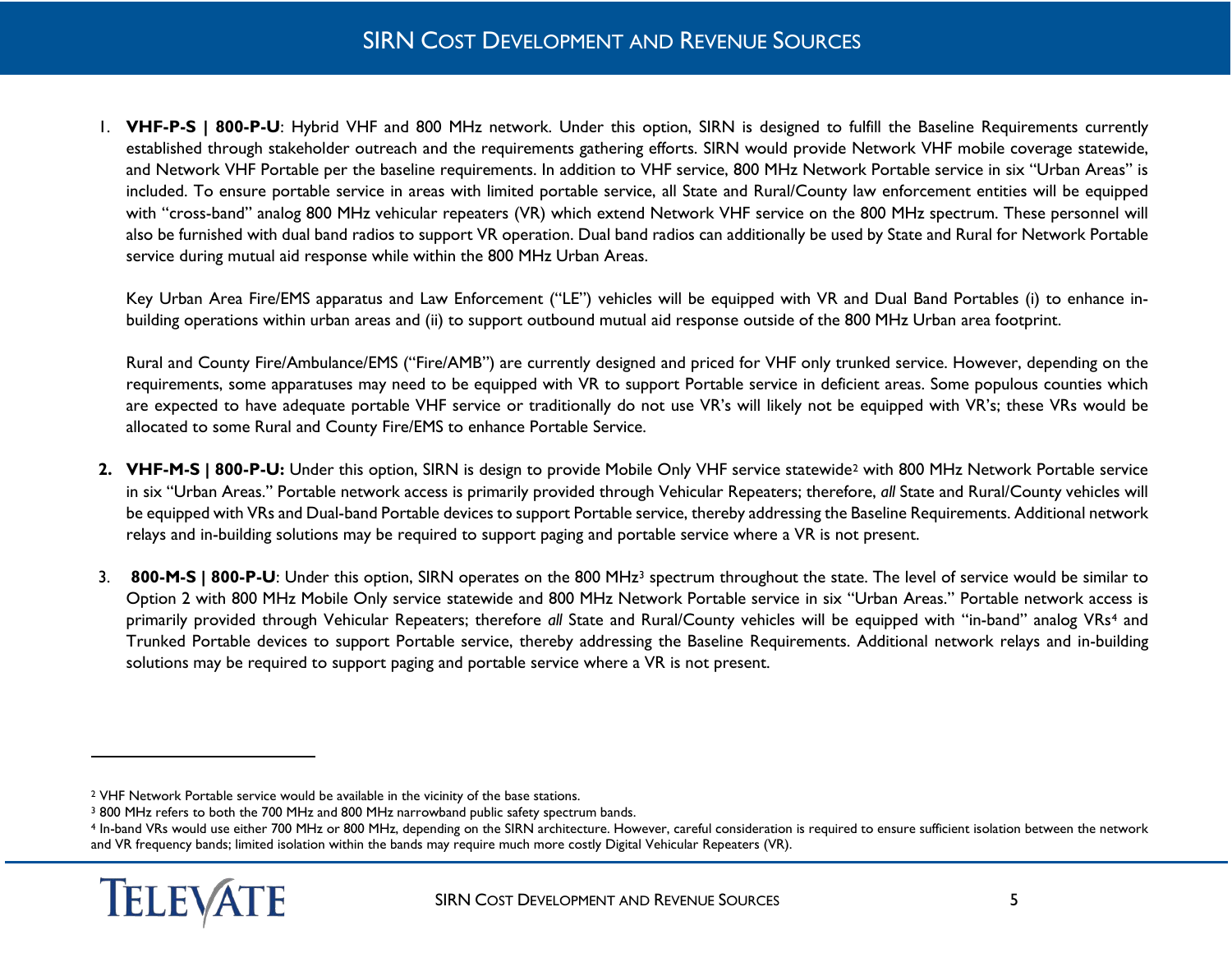1. **VHF-P-S | 800-P-U**: Hybrid VHF and 800 MHz network. Under this option, SIRN is designed to fulfill the Baseline Requirements currently established through stakeholder outreach and the requirements gathering efforts. SIRN would provide Network VHF mobile coverage statewide, and Network VHF Portable per the baseline requirements. In addition to VHF service, 800 MHz Network Portable service in six "Urban Areas" is included. To ensure portable service in areas with limited portable service, all State and Rural/County law enforcement entities will be equipped with "cross-band" analog 800 MHz vehicular repeaters (VR) which extend Network VHF service on the 800 MHz spectrum. These personnel will also be furnished with dual band radios to support VR operation. Dual band radios can additionally be used by State and Rural for Network Portable service during mutual aid response while within the 800 MHz Urban Areas.

   Key Urban Area Fire/EMS apparatus and Law Enforcement ("LE") vehicles will be equipped with VR and Dual Band Portables (i) to enhance in-building operations within urban areas and (ii) to support outbound mutual aid response outside of the 800 MHz Urban area footprint.

   Rural and County Fire/Ambulance/EMS ("Fire/AMB") are currently designed and priced for VHF only trunked service. However, depending on the requirements, some apparatuses may need to be equipped with VR to support Portable service in deficient areas. Some populous counties which are expected to have adequate portable VHF service or traditionally do not use VR's will likely not be equipped with VR's; these VRs would be allocated to some Rural and County Fire/EMS to enhance Portable Service.

2. **VHF-M-S | 800-P-U:** Under this option, SIRN is design to provide Mobile Only VHF service statewide[2] with 800 MHz Network Portable service in six "Urban Areas." Portable network access is primarily provided through Vehicular Repeaters; therefore, *all* State and Rural/County vehicles will be equipped with VRs and Dual-band Portable devices to support Portable service, thereby addressing the Baseline Requirements. Additional network relays and in-building solutions may be required to support paging and portable service where a VR is not present.

3. **800-M-S | 800-P-U**: Under this option, SIRN operates on the 800 MHz[3] spectrum throughout the state. The level of service would be similar to Option 2 with 800 MHz Mobile Only service statewide and 800 MHz Network Portable service in six "Urban Areas." Portable network access is primarily provided through Vehicular Repeaters; therefore *all* State and Rural/County vehicles will be equipped with "in-band" analog VRs[4] and Trunked Portable devices to support Portable service, thereby addressing the Baseline Requirements. Additional network relays and in-building solutions may be required to support paging and portable service where a VR is not present.

---

[2] VHF Network Portable service would be available in the vicinity of the base stations.

[3] 800 MHz refers to both the 700 MHz and 800 MHz narrowband public safety spectrum bands.

[4] In-band VRs would use either 700 MHz or 800 MHz, depending on the SIRN architecture. However, careful consideration is required to ensure sufficient isolation between the network and VR frequency bands; limited isolation within the bands may require much more costly Digital Vehicular Repeaters (VR).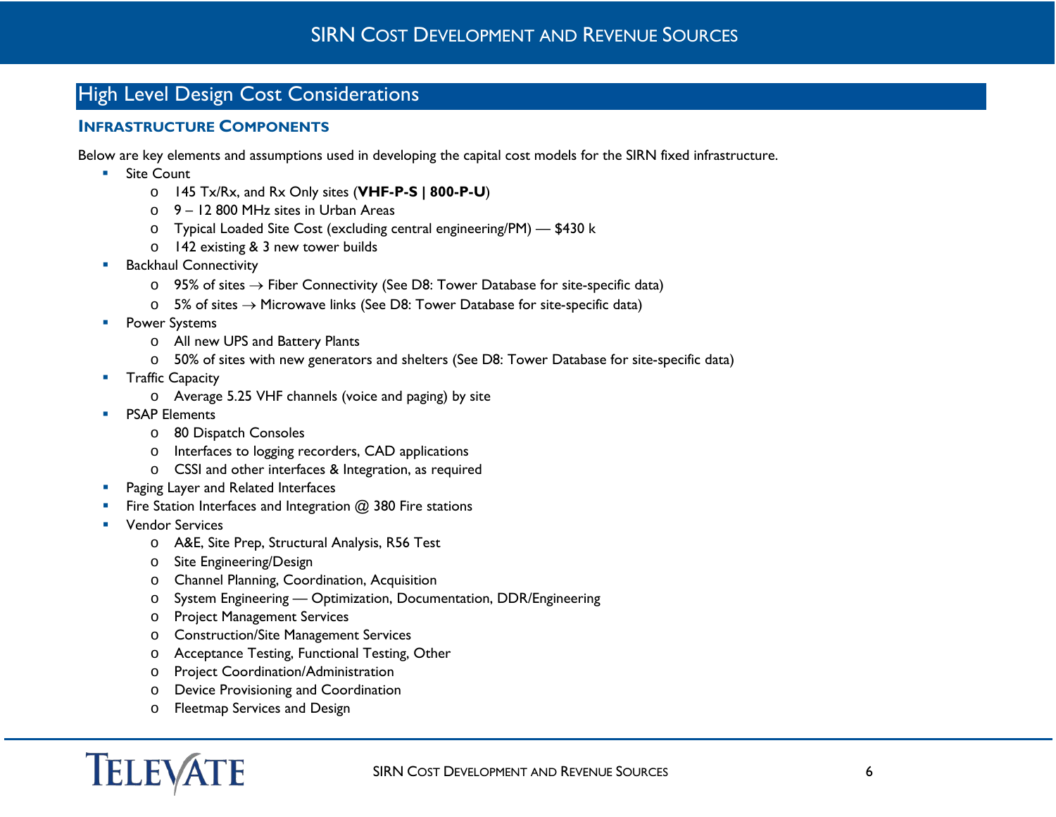## High Level Design Cost Considerations

### Infrastructure Components

Below are key elements and assumptions used in developing the capital cost models for the SIRN fixed infrastructure.

- Site Count
  - 145 Tx/Rx, and Rx Only sites (**VHF-P-S | 800-P-U**)
  - 9 – 12 800 MHz sites in Urban Areas
  - Typical Loaded Site Cost (excluding central engineering/PM) — $430 k
  - 142 existing & 3 new tower builds
- Backhaul Connectivity
  - 95% of sites → Fiber Connectivity (See D8: Tower Database for site-specific data)
  - 5% of sites → Microwave links (See D8: Tower Database for site-specific data)
- Power Systems
  - All new UPS and Battery Plants
  - 50% of sites with new generators and shelters (See D8: Tower Database for site-specific data)
- Traffic Capacity
  - Average 5.25 VHF channels (voice and paging) by site
- PSAP Elements
  - 80 Dispatch Consoles
  - Interfaces to logging recorders, CAD applications
  - CSSI and other interfaces & Integration, as required
- Paging Layer and Related Interfaces
- Fire Station Interfaces and Integration @ 380 Fire stations
- Vendor Services
  - A&E, Site Prep, Structural Analysis, R56 Test
  - Site Engineering/Design
  - Channel Planning, Coordination, Acquisition
  - System Engineering — Optimization, Documentation, DDR/Engineering
  - Project Management Services
  - Construction/Site Management Services
  - Acceptance Testing, Functional Testing, Other
  - Project Coordination/Administration
  - Device Provisioning and Coordination
  - Fleetmap Services and Design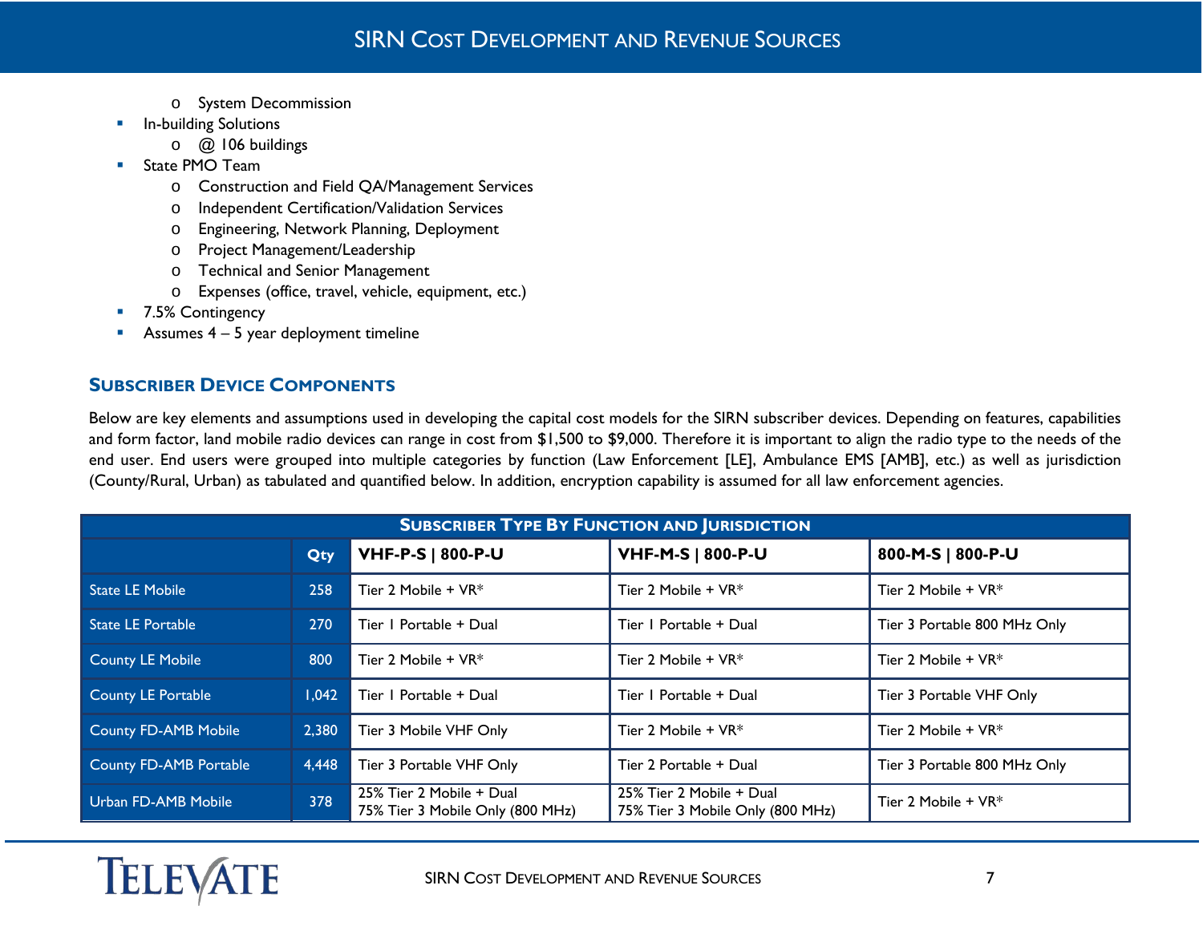- System Decommission
- In-building Solutions
  - @ 106 buildings
- State PMO Team
  - Construction and Field QA/Management Services
  - Independent Certification/Validation Services
  - Engineering, Network Planning, Deployment
  - Project Management/Leadership
  - Technical and Senior Management
  - Expenses (office, travel, vehicle, equipment, etc.)
- 7.5% Contingency
- Assumes 4 – 5 year deployment timeline

## Subscriber Device Components

Below are key elements and assumptions used in developing the capital cost models for the SIRN subscriber devices. Depending on features, capabilities and form factor, land mobile radio devices can range in cost from $1,500 to $9,000. Therefore it is important to align the radio type to the needs of the end user. End users were grouped into multiple categories by function (Law Enforcement [LE], Ambulance EMS [AMB], etc.) as well as jurisdiction (County/Rural, Urban) as tabulated and quantified below. In addition, encryption capability is assumed for all law enforcement agencies.

**Subscriber Type By Function and Jurisdiction**

| | Qty | VHF-P-S \| 800-P-U | VHF-M-S \| 800-P-U | 800-M-S \| 800-P-U |
|---|---|---|---|---|
| State LE Mobile | 258 | Tier 2 Mobile + VR* | Tier 2 Mobile + VR* | Tier 2 Mobile + VR* |
| State LE Portable | 270 | Tier 1 Portable + Dual | Tier 1 Portable + Dual | Tier 3 Portable 800 MHz Only |
| County LE Mobile | 800 | Tier 2 Mobile + VR* | Tier 2 Mobile + VR* | Tier 2 Mobile + VR* |
| County LE Portable | 1,042 | Tier 1 Portable + Dual | Tier 1 Portable + Dual | Tier 3 Portable VHF Only |
| County FD-AMB Mobile | 2,380 | Tier 3 Mobile VHF Only | Tier 2 Mobile + VR* | Tier 2 Mobile + VR* |
| County FD-AMB Portable | 4,448 | Tier 3 Portable VHF Only | Tier 2 Portable + Dual | Tier 3 Portable 800 MHz Only |
| Urban FD-AMB Mobile | 378 | 25% Tier 2 Mobile + Dual<br>75% Tier 3 Mobile Only (800 MHz) | 25% Tier 2 Mobile + Dual<br>75% Tier 3 Mobile Only (800 MHz) | Tier 2 Mobile + VR* |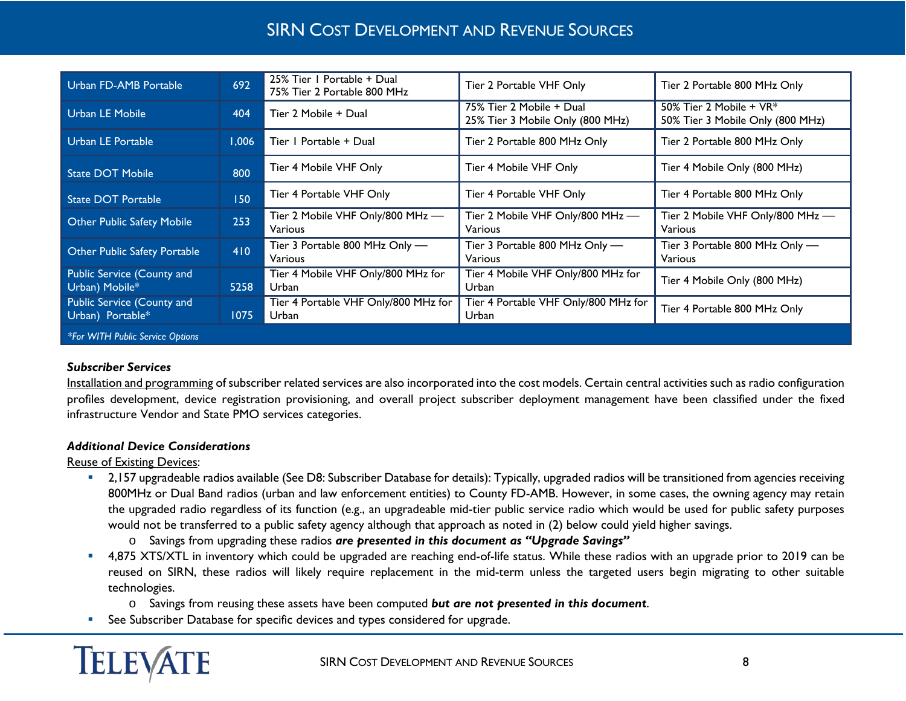| | | | | |
|---|---|---|---|---|
| Urban FD-AMB Portable | 692 | 25% Tier 1 Portable + Dual<br>75% Tier 2 Portable 800 MHz | Tier 2 Portable VHF Only | Tier 2 Portable 800 MHz Only |
| Urban LE Mobile | 404 | Tier 2 Mobile + Dual | 75% Tier 2 Mobile + Dual<br>25% Tier 3 Mobile Only (800 MHz) | 50% Tier 2 Mobile + VR*<br>50% Tier 3 Mobile Only (800 MHz) |
| Urban LE Portable | 1,006 | Tier 1 Portable + Dual | Tier 2 Portable 800 MHz Only | Tier 2 Portable 800 MHz Only |
| State DOT Mobile | 800 | Tier 4 Mobile VHF Only | Tier 4 Mobile VHF Only | Tier 4 Mobile Only (800 MHz) |
| State DOT Portable | 150 | Tier 4 Portable VHF Only | Tier 4 Portable VHF Only | Tier 4 Portable 800 MHz Only |
| Other Public Safety Mobile | 253 | Tier 2 Mobile VHF Only/800 MHz — Various | Tier 2 Mobile VHF Only/800 MHz — Various | Tier 2 Mobile VHF Only/800 MHz — Various |
| Other Public Safety Portable | 410 | Tier 3 Portable 800 MHz Only — Various | Tier 3 Portable 800 MHz Only — Various | Tier 3 Portable 800 MHz Only — Various |
| Public Service (County and Urban) Mobile* | 5258 | Tier 4 Mobile VHF Only/800 MHz for Urban | Tier 4 Mobile VHF Only/800 MHz for Urban | Tier 4 Mobile Only (800 MHz) |
| Public Service (County and Urban) Portable* | 1075 | Tier 4 Portable VHF Only/800 MHz for Urban | Tier 4 Portable VHF Only/800 MHz for Urban | Tier 4 Portable 800 MHz Only |

*\*For WITH Public Service Options*

***Subscriber Services***

Installation and programming of subscriber related services are also incorporated into the cost models. Certain central activities such as radio configuration profiles development, device registration provisioning, and overall project subscriber deployment management have been classified under the fixed infrastructure Vendor and State PMO services categories.

***Additional Device Considerations***

Reuse of Existing Devices:

- 2,157 upgradeable radios available (See D8: Subscriber Database for details): Typically, upgraded radios will be transitioned from agencies receiving 800MHz or Dual Band radios (urban and law enforcement entities) to County FD-AMB. However, in some cases, the owning agency may retain the upgraded radio regardless of its function (e.g., an upgradeable mid-tier public service radio which would be used for public safety purposes would not be transferred to a public safety agency although that approach as noted in (2) below could yield higher savings.
  - Savings from upgrading these radios ***are presented in this document as "Upgrade Savings"***
- 4,875 XTS/XTL in inventory which could be upgraded are reaching end-of-life status. While these radios with an upgrade prior to 2019 can be reused on SIRN, these radios will likely require replacement in the mid-term unless the targeted users begin migrating to other suitable technologies.
  - Savings from reusing these assets have been computed ***but are not presented in this document***.
- See Subscriber Database for specific devices and types considered for upgrade.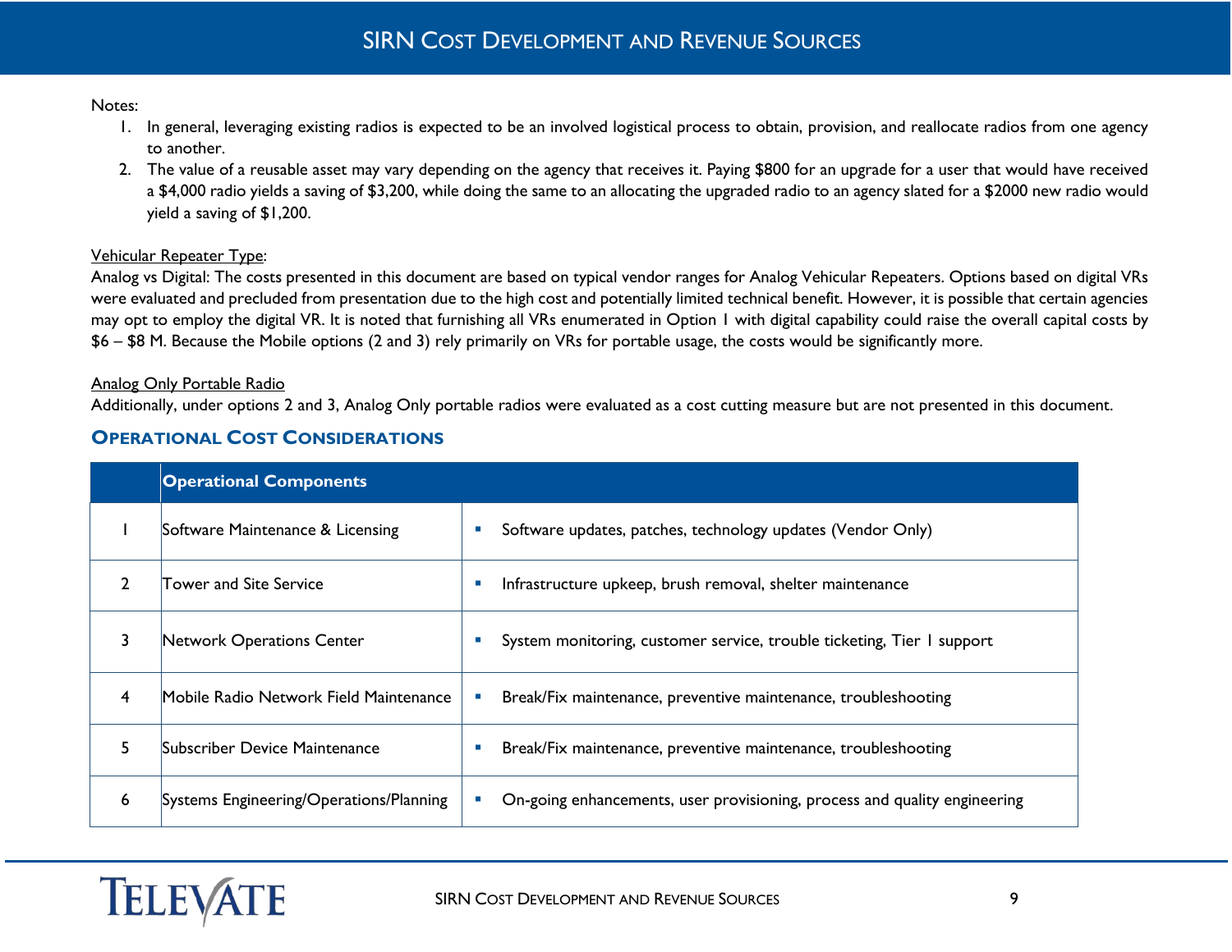Notes:

1. In general, leveraging existing radios is expected to be an involved logistical process to obtain, provision, and reallocate radios from one agency to another.
2. The value of a reusable asset may vary depending on the agency that receives it. Paying $800 for an upgrade for a user that would have received a $4,000 radio yields a saving of $3,200, while doing the same to an allocating the upgraded radio to an agency slated for a $2000 new radio would yield a saving of $1,200.

<u>Vehicular Repeater Type</u>:

Analog vs Digital: The costs presented in this document are based on typical vendor ranges for Analog Vehicular Repeaters. Options based on digital VRs were evaluated and precluded from presentation due to the high cost and potentially limited technical benefit. However, it is possible that certain agencies may opt to employ the digital VR. It is noted that furnishing all VRs enumerated in Option 1 with digital capability could raise the overall capital costs by $6 – $8 M. Because the Mobile options (2 and 3) rely primarily on VRs for portable usage, the costs would be significantly more.

<u>Analog Only Portable Radio</u>

Additionally, under options 2 and 3, Analog Only portable radios were evaluated as a cost cutting measure but are not presented in this document.

## Operational Cost Considerations

| | Operational Components | |
|---|---|---|
| 1 | Software Maintenance & Licensing | ▪ Software updates, patches, technology updates (Vendor Only) |
| 2 | Tower and Site Service | ▪ Infrastructure upkeep, brush removal, shelter maintenance |
| 3 | Network Operations Center | ▪ System monitoring, customer service, trouble ticketing, Tier 1 support |
| 4 | Mobile Radio Network Field Maintenance | ▪ Break/Fix maintenance, preventive maintenance, troubleshooting |
| 5 | Subscriber Device Maintenance | ▪ Break/Fix maintenance, preventive maintenance, troubleshooting |
| 6 | Systems Engineering/Operations/Planning | ▪ On-going enhancements, user provisioning, process and quality engineering |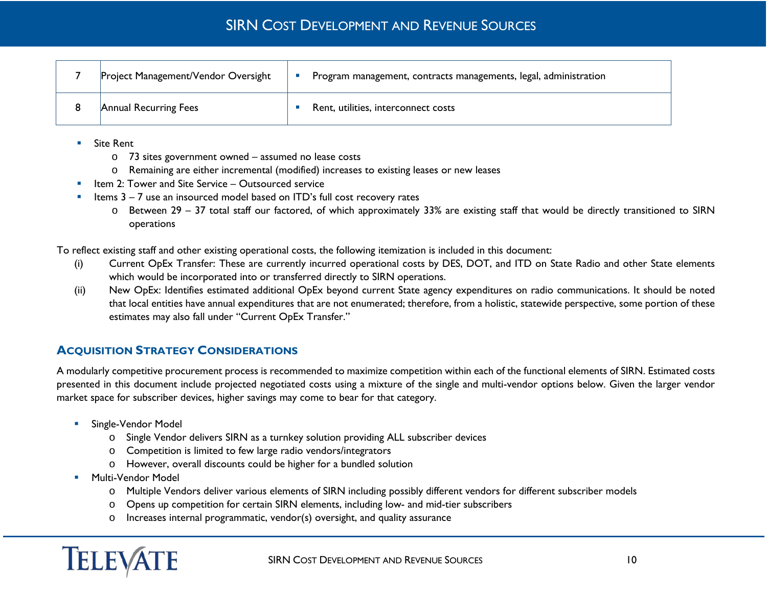| 7 | Project Management/Vendor Oversight | ▪ Program management, contracts managements, legal, administration |
|---|---|---|
| 8 | Annual Recurring Fees | ▪ Rent, utilities, interconnect costs |

- Site Rent
  - 73 sites government owned – assumed no lease costs
  - Remaining are either incremental (modified) increases to existing leases or new leases
- Item 2: Tower and Site Service – Outsourced service
- Items 3 – 7 use an insourced model based on ITD's full cost recovery rates
  - Between 29 – 37 total staff our factored, of which approximately 33% are existing staff that would be directly transitioned to SIRN operations

To reflect existing staff and other existing operational costs, the following itemization is included in this document:

(i) Current OpEx Transfer: These are currently incurred operational costs by DES, DOT, and ITD on State Radio and other State elements which would be incorporated into or transferred directly to SIRN operations.

(ii) New OpEx: Identifies estimated additional OpEx beyond current State agency expenditures on radio communications. It should be noted that local entities have annual expenditures that are not enumerated; therefore, from a holistic, statewide perspective, some portion of these estimates may also fall under "Current OpEx Transfer."

## Acquisition Strategy Considerations

A modularly competitive procurement process is recommended to maximize competition within each of the functional elements of SIRN. Estimated costs presented in this document include projected negotiated costs using a mixture of the single and multi-vendor options below. Given the larger vendor market space for subscriber devices, higher savings may come to bear for that category.

- Single-Vendor Model
  - Single Vendor delivers SIRN as a turnkey solution providing ALL subscriber devices
  - Competition is limited to few large radio vendors/integrators
  - However, overall discounts could be higher for a bundled solution
- Multi-Vendor Model
  - Multiple Vendors deliver various elements of SIRN including possibly different vendors for different subscriber models
  - Opens up competition for certain SIRN elements, including low- and mid-tier subscribers
  - Increases internal programmatic, vendor(s) oversight, and quality assurance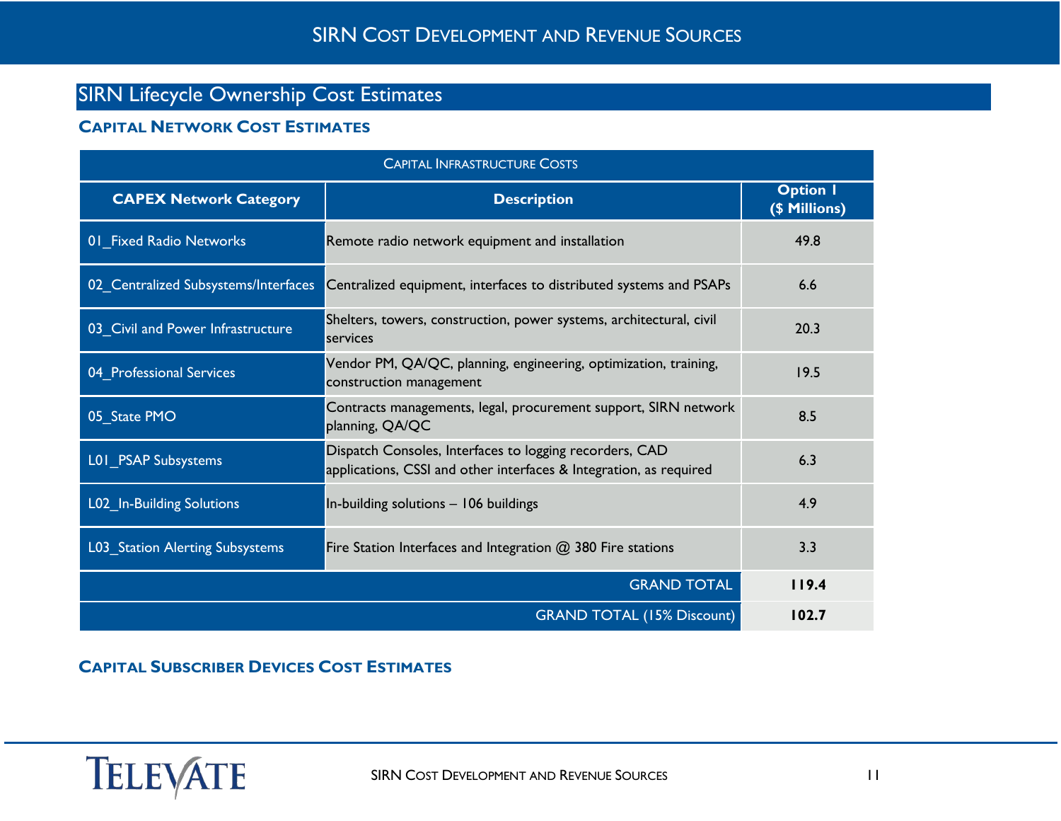## SIRN Lifecycle Ownership Cost Estimates

### Capital Network Cost Estimates

| Capital Infrastructure Costs | | |
|---|---|---|
| **CAPEX Network Category** | **Description** | **Option 1 ($ Millions)** |
| 01_Fixed Radio Networks | Remote radio network equipment and installation | 49.8 |
| 02_Centralized Subsystems/Interfaces | Centralized equipment, interfaces to distributed systems and PSAPs | 6.6 |
| 03_Civil and Power Infrastructure | Shelters, towers, construction, power systems, architectural, civil services | 20.3 |
| 04_Professional Services | Vendor PM, QA/QC, planning, engineering, optimization, training, construction management | 19.5 |
| 05_State PMO | Contracts managements, legal, procurement support, SIRN network planning, QA/QC | 8.5 |
| L01_PSAP Subsystems | Dispatch Consoles, Interfaces to logging recorders, CAD applications, CSSI and other interfaces & Integration, as required | 6.3 |
| L02_In-Building Solutions | In-building solutions – 106 buildings | 4.9 |
| L03_Station Alerting Subsystems | Fire Station Interfaces and Integration @ 380 Fire stations | 3.3 |
| | GRAND TOTAL | **119.4** |
| | GRAND TOTAL (15% Discount) | **102.7** |

### Capital Subscriber Devices Cost Estimates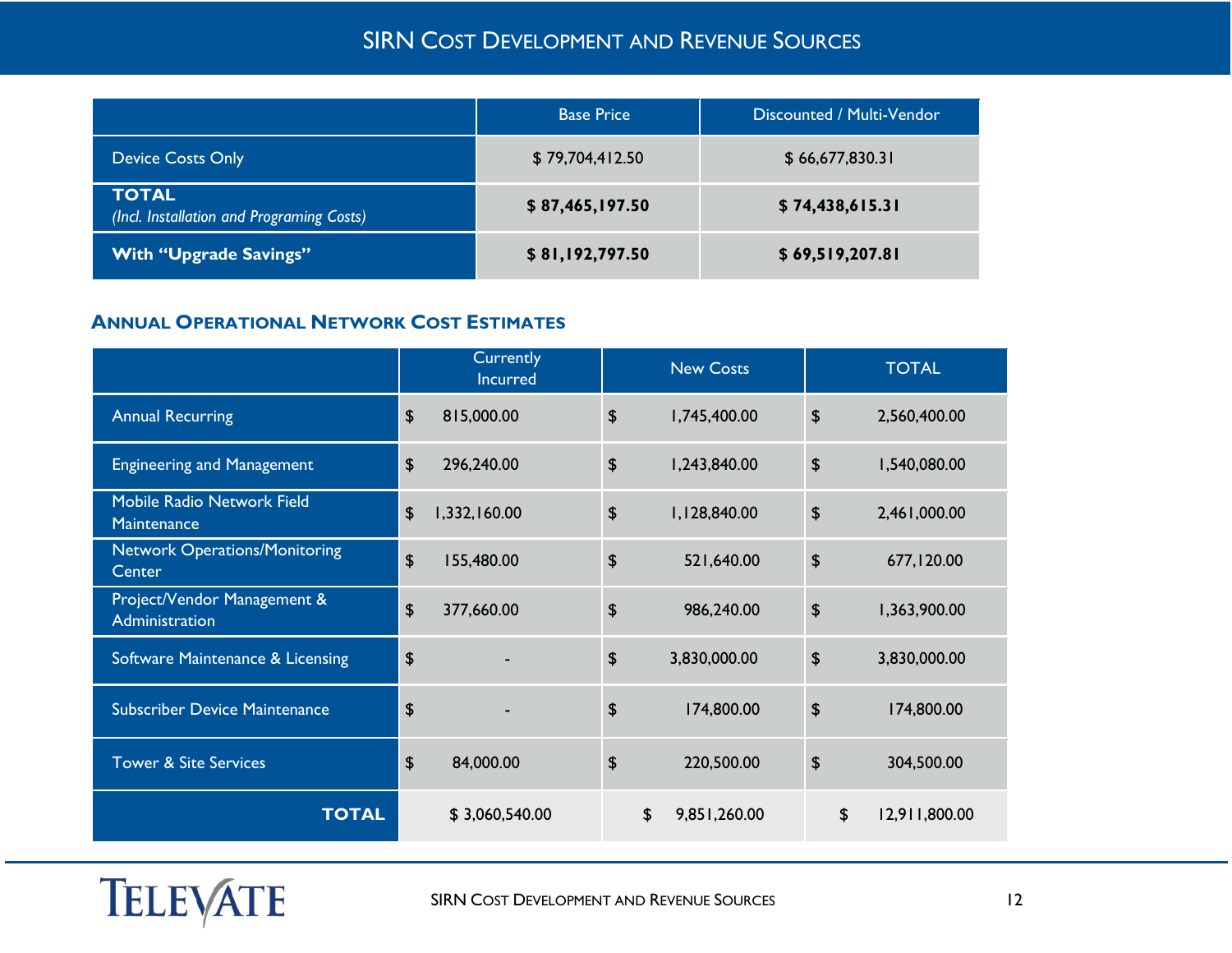# SIRN Cost Development and Revenue Sources

| | Base Price | Discounted / Multi-Vendor |
|---|---|---|
| Device Costs Only | $ 79,704,412.50 | $ 66,677,830.31 |
| **TOTAL** *(Incl. Installation and Programing Costs)* | **$ 87,465,197.50** | **$ 74,438,615.31** |
| **With "Upgrade Savings"** | **$ 81,192,797.50** | **$ 69,519,207.81** |

## Annual Operational Network Cost Estimates

| | Currently Incurred | New Costs | TOTAL |
|---|---|---|---|
| Annual Recurring | $ 815,000.00 | $ 1,745,400.00 | $ 2,560,400.00 |
| Engineering and Management | $ 296,240.00 | $ 1,243,840.00 | $ 1,540,080.00 |
| Mobile Radio Network Field Maintenance | $ 1,332,160.00 | $ 1,128,840.00 | $ 2,461,000.00 |
| Network Operations/Monitoring Center | $ 155,480.00 | $ 521,640.00 | $ 677,120.00 |
| Project/Vendor Management & Administration | $ 377,660.00 | $ 986,240.00 | $ 1,363,900.00 |
| Software Maintenance & Licensing | $ - | $ 3,830,000.00 | $ 3,830,000.00 |
| Subscriber Device Maintenance | $ - | $ 174,800.00 | $ 174,800.00 |
| Tower & Site Services | $ 84,000.00 | $ 220,500.00 | $ 304,500.00 |
| **TOTAL** | $ 3,060,540.00 | $ 9,851,260.00 | $ 12,911,800.00 |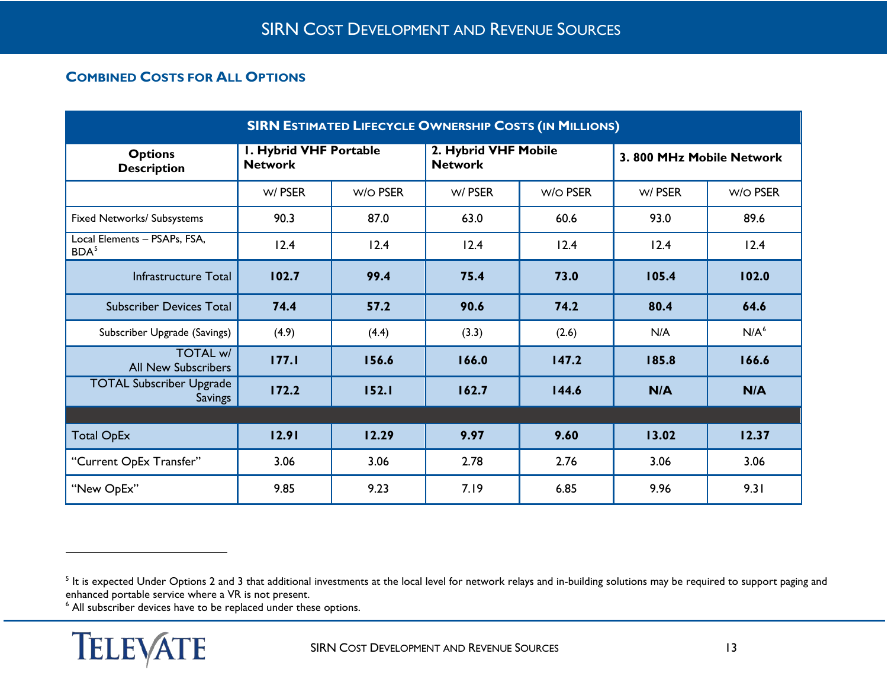## Combined Costs for All Options

| SIRN Estimated Lifecycle Ownership Costs (in Millions) | | | | | | |
|---|---|---|---|---|---|---|
| **Options Description** | **1. Hybrid VHF Portable Network** | | **2. Hybrid VHF Mobile Network** | | **3. 800 MHz Mobile Network** | |
| | W/ PSER | W/O PSER | W/ PSER | W/O PSER | W/ PSER | W/O PSER |
| Fixed Networks/ Subsystems | 90.3 | 87.0 | 63.0 | 60.6 | 93.0 | 89.6 |
| Local Elements – PSAPs, FSA, BDA[5] | 12.4 | 12.4 | 12.4 | 12.4 | 12.4 | 12.4 |
| Infrastructure Total | **102.7** | **99.4** | **75.4** | **73.0** | **105.4** | **102.0** |
| Subscriber Devices Total | **74.4** | **57.2** | **90.6** | **74.2** | **80.4** | **64.6** |
| Subscriber Upgrade (Savings) | (4.9) | (4.4) | (3.3) | (2.6) | N/A | N/A[6] |
| TOTAL w/ All New Subscribers | **177.1** | **156.6** | **166.0** | **147.2** | **185.8** | **166.6** |
| TOTAL Subscriber Upgrade Savings | **172.2** | **152.1** | **162.7** | **144.6** | **N/A** | **N/A** |
| | | | | | | |
| Total OpEx | **12.91** | **12.29** | **9.97** | **9.60** | **13.02** | **12.37** |
| "Current OpEx Transfer" | 3.06 | 3.06 | 2.78 | 2.76 | 3.06 | 3.06 |
| "New OpEx" | 9.85 | 9.23 | 7.19 | 6.85 | 9.96 | 9.31 |

[5] It is expected Under Options 2 and 3 that additional investments at the local level for network relays and in-building solutions may be required to support paging and enhanced portable service where a VR is not present.

[6] All subscriber devices have to be replaced under these options.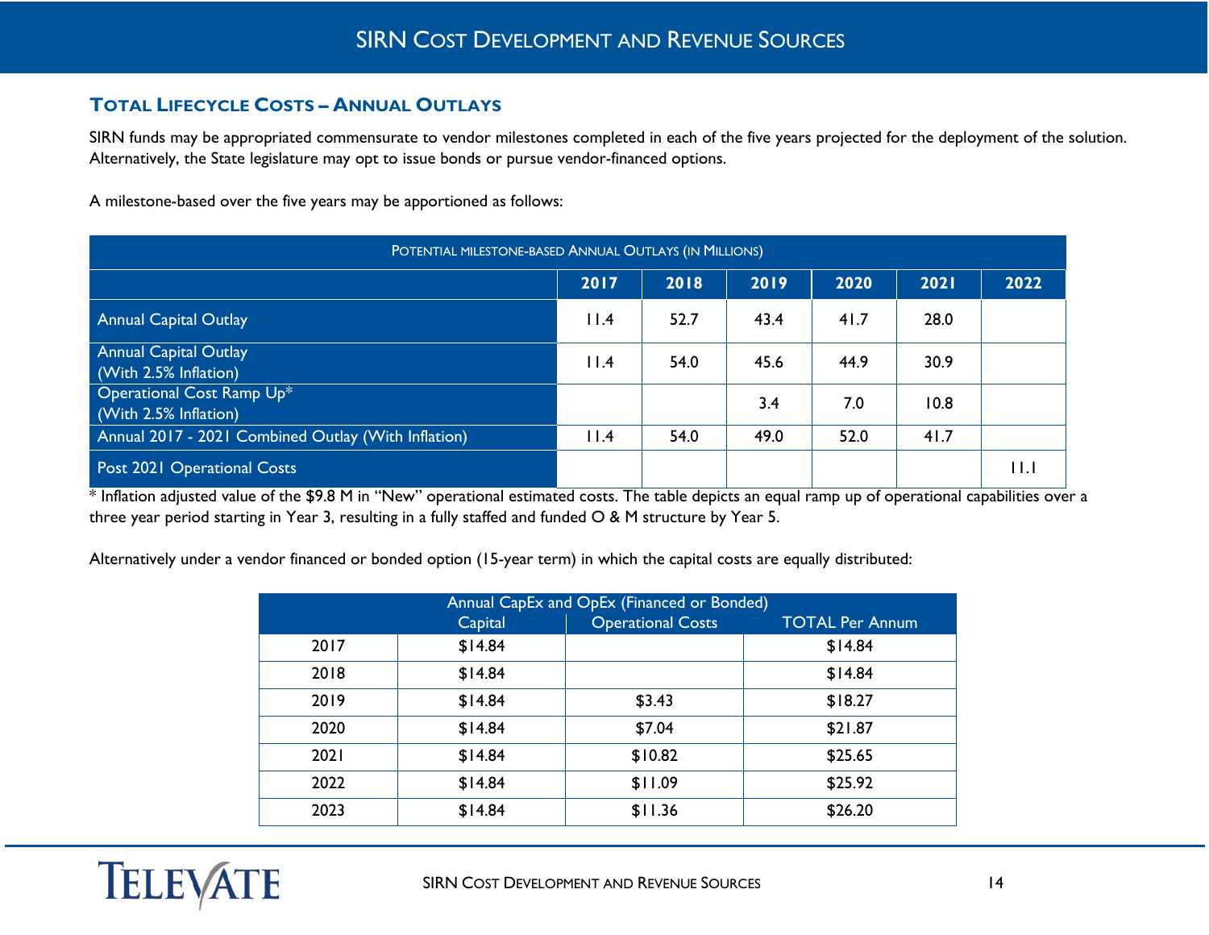## Total Lifecycle Costs – Annual Outlays

SIRN funds may be appropriated commensurate to vendor milestones completed in each of the five years projected for the deployment of the solution. Alternatively, the State legislature may opt to issue bonds or pursue vendor-financed options.

A milestone-based over the five years may be apportioned as follows:

| Potential milestone-based Annual Outlays (in Millions) | | | | | | |
|---|---|---|---|---|---|---|
| | 2017 | 2018 | 2019 | 2020 | 2021 | 2022 |
| Annual Capital Outlay | 11.4 | 52.7 | 43.4 | 41.7 | 28.0 | |
| Annual Capital Outlay (With 2.5% Inflation) | 11.4 | 54.0 | 45.6 | 44.9 | 30.9 | |
| Operational Cost Ramp Up* (With 2.5% Inflation) | | | 3.4 | 7.0 | 10.8 | |
| Annual 2017 - 2021 Combined Outlay (With Inflation) | 11.4 | 54.0 | 49.0 | 52.0 | 41.7 | |
| Post 2021 Operational Costs | | | | | | 11.1 |

* Inflation adjusted value of the $9.8 M in "New" operational estimated costs. The table depicts an equal ramp up of operational capabilities over a three year period starting in Year 3, resulting in a fully staffed and funded O & M structure by Year 5.

Alternatively under a vendor financed or bonded option (15-year term) in which the capital costs are equally distributed:

| Annual CapEx and OpEx (Financed or Bonded) | | | |
|---|---|---|---|
| | Capital | Operational Costs | TOTAL Per Annum |
| 2017 | $14.84 | | $14.84 |
| 2018 | $14.84 | | $14.84 |
| 2019 | $14.84 | $3.43 | $18.27 |
| 2020 | $14.84 | $7.04 | $21.87 |
| 2021 | $14.84 | $10.82 | $25.65 |
| 2022 | $14.84 | $11.09 | $25.92 |
| 2023 | $14.84 | $11.36 | $26.20 |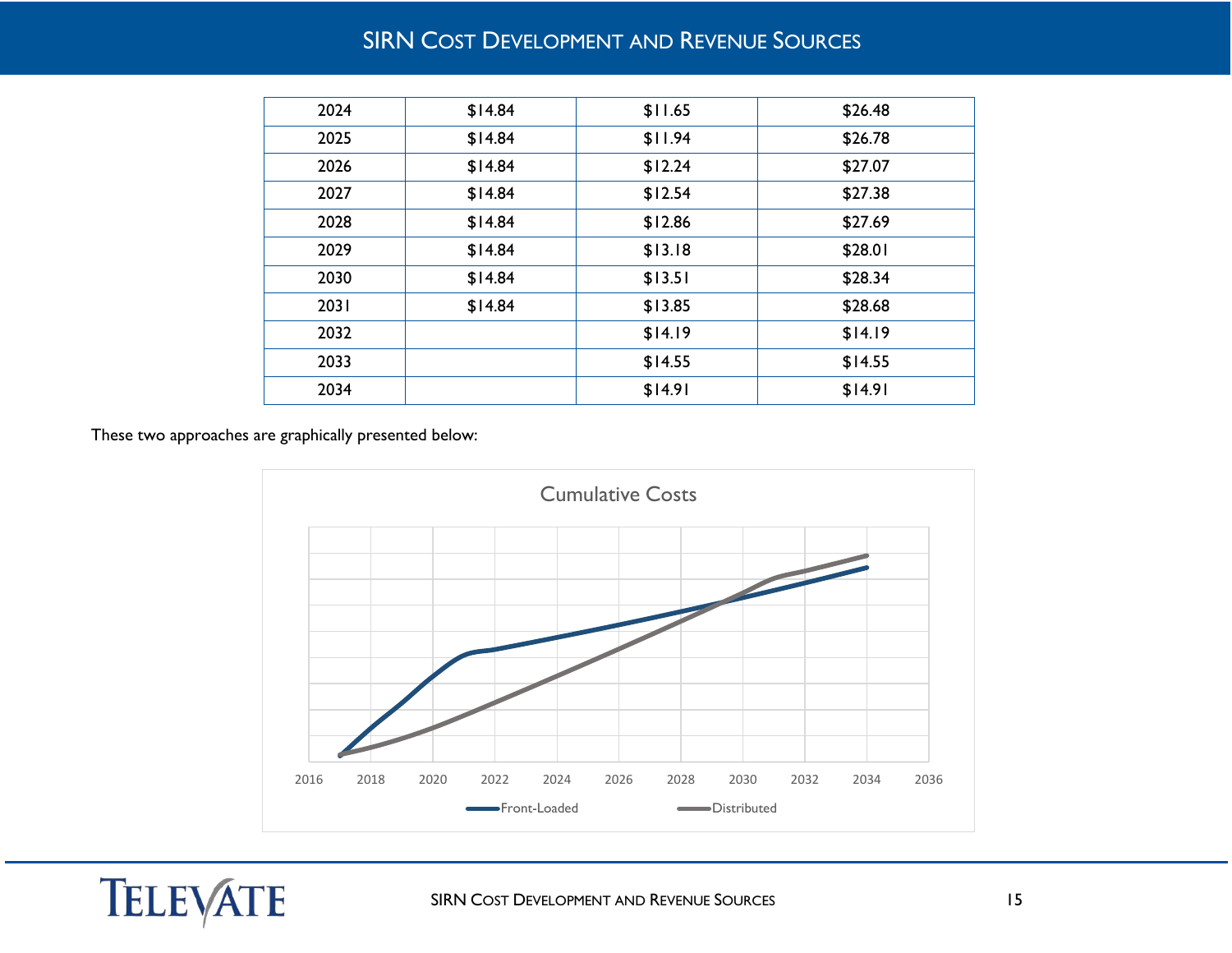| | | | |
|---|---|---|---|
| 2024 | $14.84 | $11.65 | $26.48 |
| 2025 | $14.84 | $11.94 | $26.78 |
| 2026 | $14.84 | $12.24 | $27.07 |
| 2027 | $14.84 | $12.54 | $27.38 |
| 2028 | $14.84 | $12.86 | $27.69 |
| 2029 | $14.84 | $13.18 | $28.01 |
| 2030 | $14.84 | $13.51 | $28.34 |
| 2031 | $14.84 | $13.85 | $28.68 |
| 2032 | | $14.19 | $14.19 |
| 2033 | | $14.55 | $14.55 |
| 2034 | | $14.91 | $14.91 |

These two approaches are graphically presented below:

Cumulative Costs

Front-Loaded — Distributed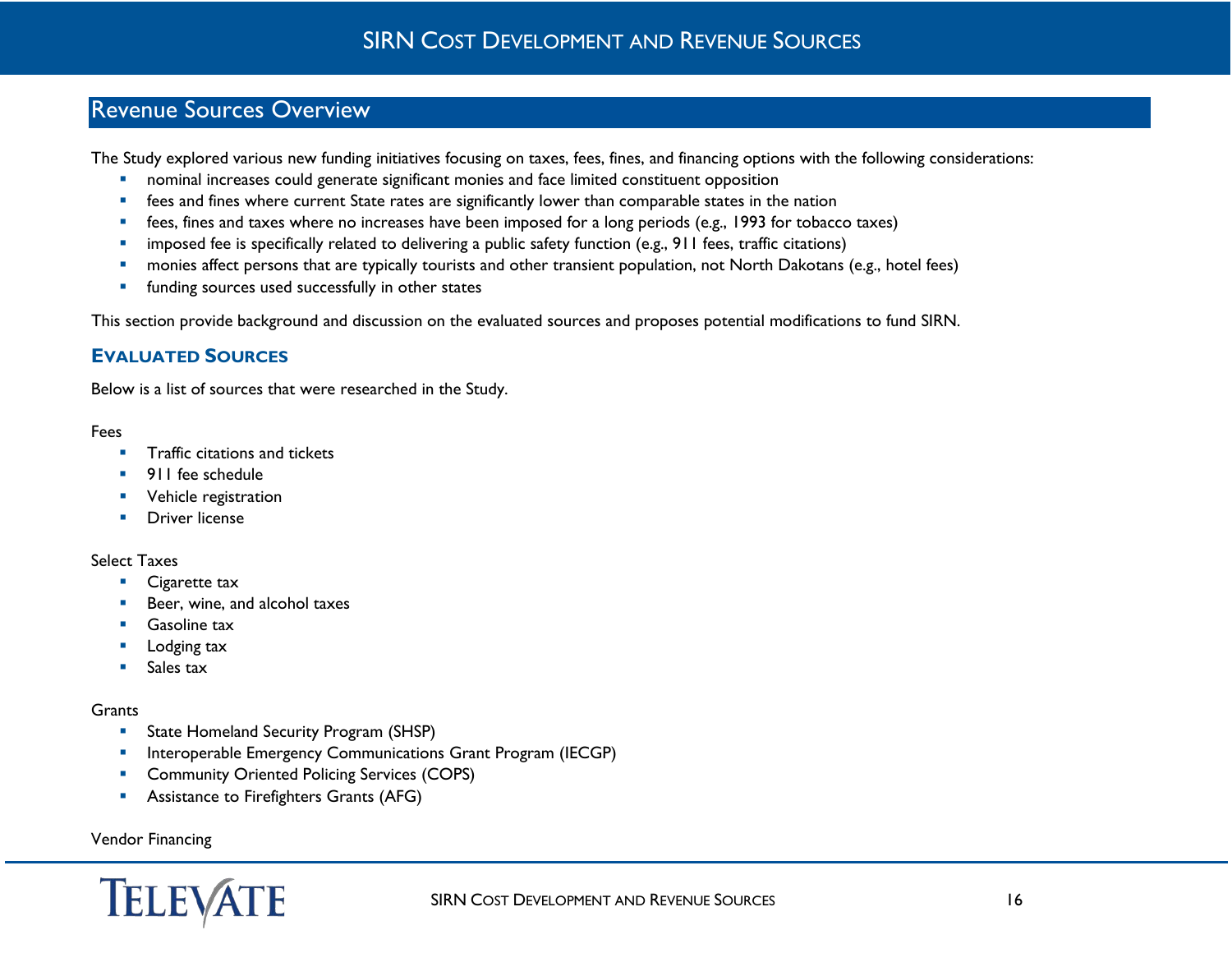## Revenue Sources Overview

The Study explored various new funding initiatives focusing on taxes, fees, fines, and financing options with the following considerations:

- nominal increases could generate significant monies and face limited constituent opposition
- fees and fines where current State rates are significantly lower than comparable states in the nation
- fees, fines and taxes where no increases have been imposed for a long periods (e.g., 1993 for tobacco taxes)
- imposed fee is specifically related to delivering a public safety function (e.g., 911 fees, traffic citations)
- monies affect persons that are typically tourists and other transient population, not North Dakotans (e.g., hotel fees)
- funding sources used successfully in other states

This section provide background and discussion on the evaluated sources and proposes potential modifications to fund SIRN.

### Evaluated Sources

Below is a list of sources that were researched in the Study.

Fees

- Traffic citations and tickets
- 911 fee schedule
- Vehicle registration
- Driver license

Select Taxes

- Cigarette tax
- Beer, wine, and alcohol taxes
- Gasoline tax
- Lodging tax
- Sales tax

Grants

- State Homeland Security Program (SHSP)
- Interoperable Emergency Communications Grant Program (IECGP)
- Community Oriented Policing Services (COPS)
- Assistance to Firefighters Grants (AFG)

Vendor Financing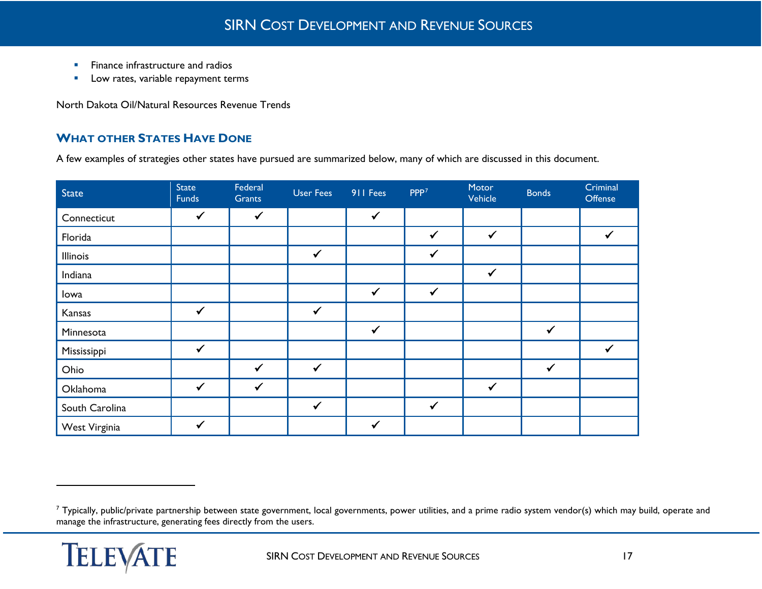- Finance infrastructure and radios
- Low rates, variable repayment terms

North Dakota Oil/Natural Resources Revenue Trends

## What other States Have Done

A few examples of strategies other states have pursued are summarized below, many of which are discussed in this document.

| State | State Funds | Federal Grants | User Fees | 911 Fees | PPP[7] | Motor Vehicle | Bonds | Criminal Offense |
|---|---|---|---|---|---|---|---|---|
| Connecticut | ✓ | ✓ | | ✓ | | | | |
| Florida | | | | | ✓ | ✓ | | ✓ |
| Illinois | | | ✓ | | ✓ | | | |
| Indiana | | | | | | ✓ | | |
| Iowa | | | | ✓ | ✓ | | | |
| Kansas | ✓ | | ✓ | | | | | |
| Minnesota | | | | ✓ | | | ✓ | |
| Mississippi | ✓ | | | | | | | ✓ |
| Ohio | | ✓ | ✓ | | | | ✓ | |
| Oklahoma | ✓ | ✓ | | | | ✓ | | |
| South Carolina | | | ✓ | | ✓ | | | |
| West Virginia | ✓ | | | ✓ | | | | |

[7] Typically, public/private partnership between state government, local governments, power utilities, and a prime radio system vendor(s) which may build, operate and manage the infrastructure, generating fees directly from the users.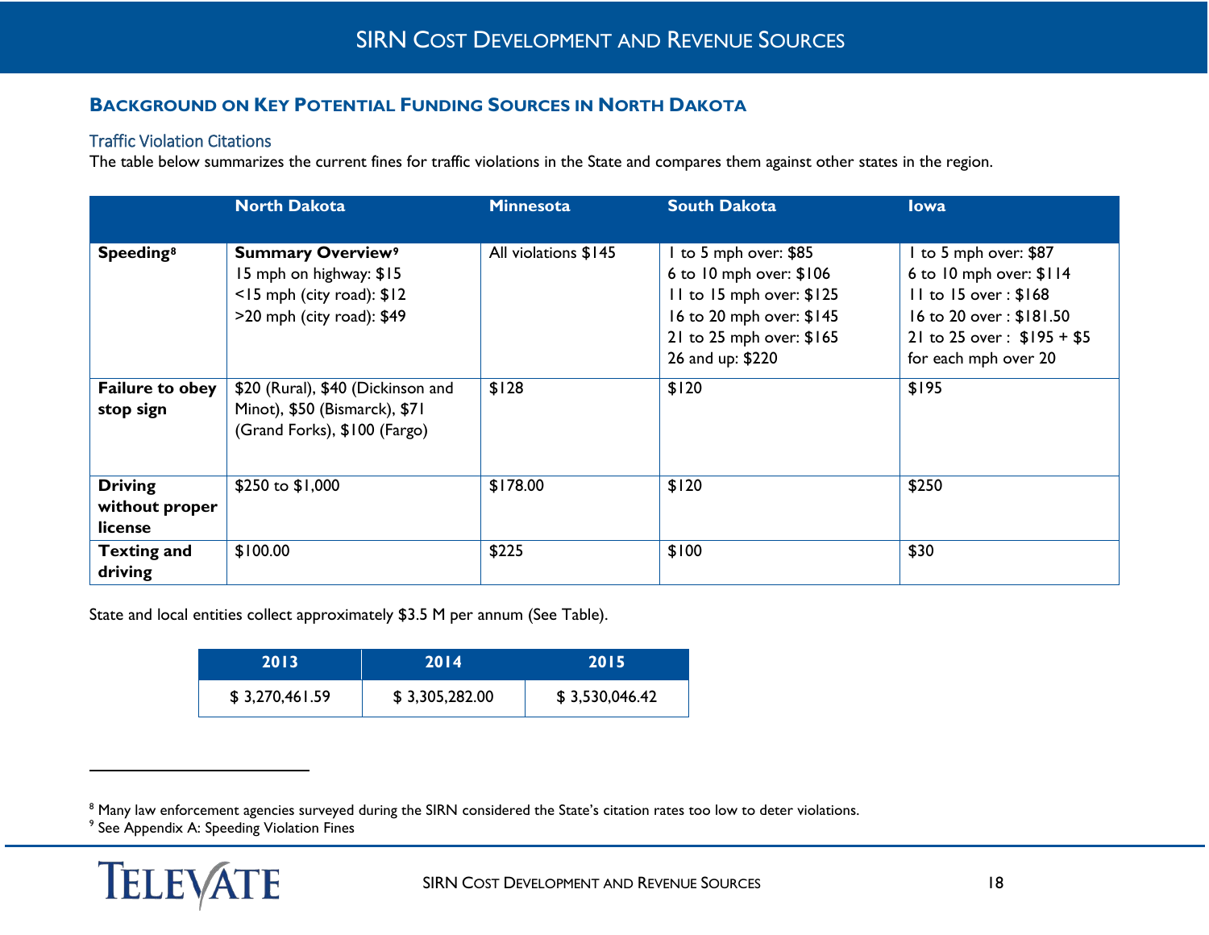## Background on Key Potential Funding Sources in North Dakota

### Traffic Violation Citations

The table below summarizes the current fines for traffic violations in the State and compares them against other states in the region.

| | North Dakota | Minnesota | South Dakota | Iowa |
|---|---|---|---|---|
| **Speeding**[8] | **Summary Overview**[9]<br>15 mph on highway: $15<br><15 mph (city road): $12<br>>20 mph (city road): $49 | All violations $145 | 1 to 5 mph over: $85<br>6 to 10 mph over: $106<br>11 to 15 mph over: $125<br>16 to 20 mph over: $145<br>21 to 25 mph over: $165<br>26 and up: $220 | 1 to 5 mph over: $87<br>6 to 10 mph over: $114<br>11 to 15 over : $168<br>16 to 20 over : $181.50<br>21 to 25 over : $195 + $5 for each mph over 20 |
| **Failure to obey stop sign** | $20 (Rural), $40 (Dickinson and Minot), $50 (Bismarck), $71 (Grand Forks), $100 (Fargo) | $128 | $120 | $195 |
| **Driving without proper license** | $250 to $1,000 | $178.00 | $120 | $250 |
| **Texting and driving** | $100.00 | $225 | $100 | $30 |

State and local entities collect approximately $3.5 M per annum (See Table).

| 2013 | 2014 | 2015 |
|---|---|---|
| $ 3,270,461.59 | $ 3,305,282.00 | $ 3,530,046.42 |

[8] Many law enforcement agencies surveyed during the SIRN considered the State's citation rates too low to deter violations.

[9] See Appendix A: Speeding Violation Fines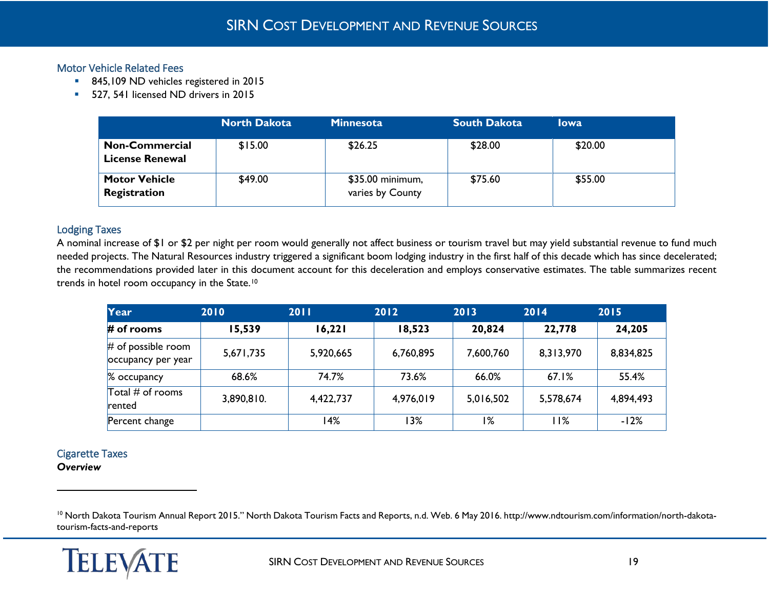## Motor Vehicle Related Fees

- 845,109 ND vehicles registered in 2015
- 527, 541 licensed ND drivers in 2015

| | North Dakota | Minnesota | South Dakota | Iowa |
|---|---|---|---|---|
| **Non-Commercial License Renewal** | $15.00 | $26.25 | $28.00 | $20.00 |
| **Motor Vehicle Registration** | $49.00 | $35.00 minimum, varies by County | $75.60 | $55.00 |

## Lodging Taxes

A nominal increase of $1 or $2 per night per room would generally not affect business or tourism travel but may yield substantial revenue to fund much needed projects. The Natural Resources industry triggered a significant boom lodging industry in the first half of this decade which has since decelerated; the recommendations provided later in this document account for this deceleration and employs conservative estimates. The table summarizes recent trends in hotel room occupancy in the State.[10]

| Year | 2010 | 2011 | 2012 | 2013 | 2014 | 2015 |
|---|---|---|---|---|---|---|
| **# of rooms** | **15,539** | **16,221** | **18,523** | **20,824** | **22,778** | **24,205** |
| # of possible room occupancy per year | 5,671,735 | 5,920,665 | 6,760,895 | 7,600,760 | 8,313,970 | 8,834,825 |
| % occupancy | 68.6% | 74.7% | 73.6% | 66.0% | 67.1% | 55.4% |
| Total # of rooms rented | 3,890,810. | 4,422,737 | 4,976,019 | 5,016,502 | 5,578,674 | 4,894,493 |
| Percent change | | 14% | 13% | 1% | 11% | -12% |

## Cigarette Taxes

***Overview***

---

[10] North Dakota Tourism Annual Report 2015." North Dakota Tourism Facts and Reports, n.d. Web. 6 May 2016. http://www.ndtourism.com/information/north-dakota-tourism-facts-and-reports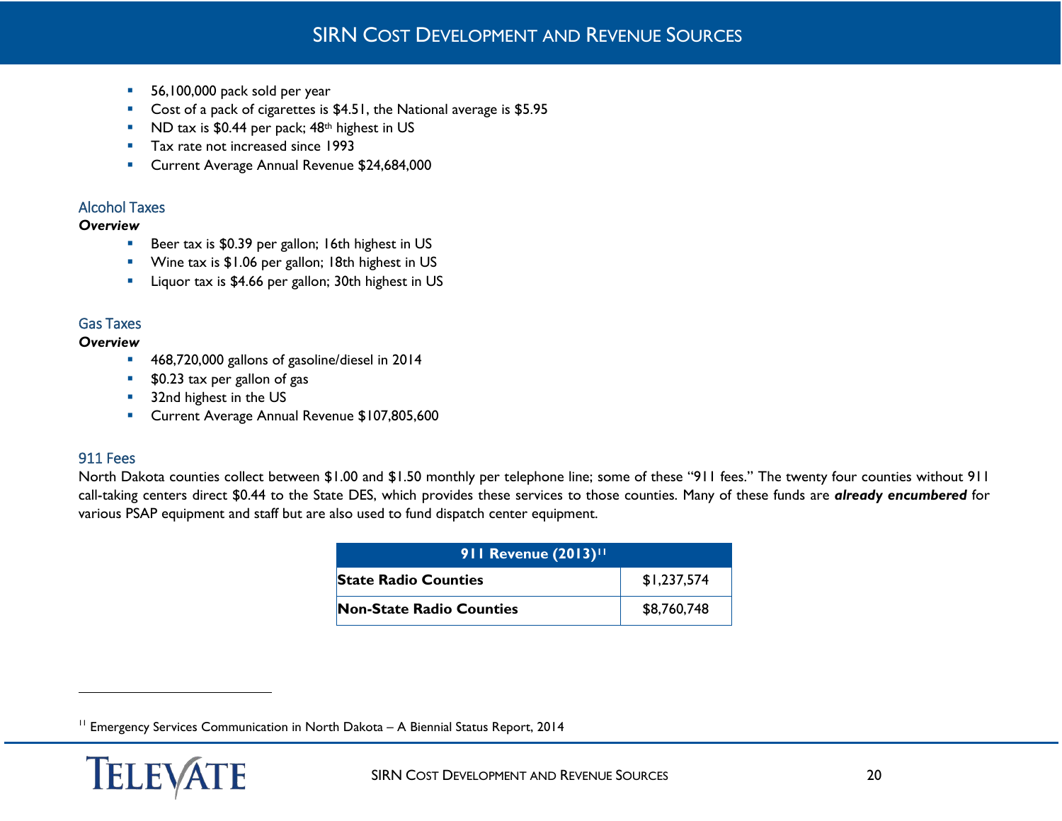- 56,100,000 pack sold per year
- Cost of a pack of cigarettes is $4.51, the National average is $5.95
- ND tax is $0.44 per pack; 48th highest in US
- Tax rate not increased since 1993
- Current Average Annual Revenue $24,684,000

### Alcohol Taxes

***Overview***

- Beer tax is $0.39 per gallon; 16th highest in US
- Wine tax is $1.06 per gallon; 18th highest in US
- Liquor tax is $4.66 per gallon; 30th highest in US

### Gas Taxes

***Overview***

- 468,720,000 gallons of gasoline/diesel in 2014
- $0.23 tax per gallon of gas
- 32nd highest in the US
- Current Average Annual Revenue $107,805,600

### 911 Fees

North Dakota counties collect between $1.00 and $1.50 monthly per telephone line; some of these "911 fees." The twenty four counties without 911 call-taking centers direct $0.44 to the State DES, which provides these services to those counties. Many of these funds are ***already encumbered*** for various PSAP equipment and staff but are also used to fund dispatch center equipment.

| 911 Revenue (2013)[11] | |
|---|---|
| **State Radio Counties** | $1,237,574 |
| **Non-State Radio Counties** | $8,760,748 |

[11] Emergency Services Communication in North Dakota – A Biennial Status Report, 2014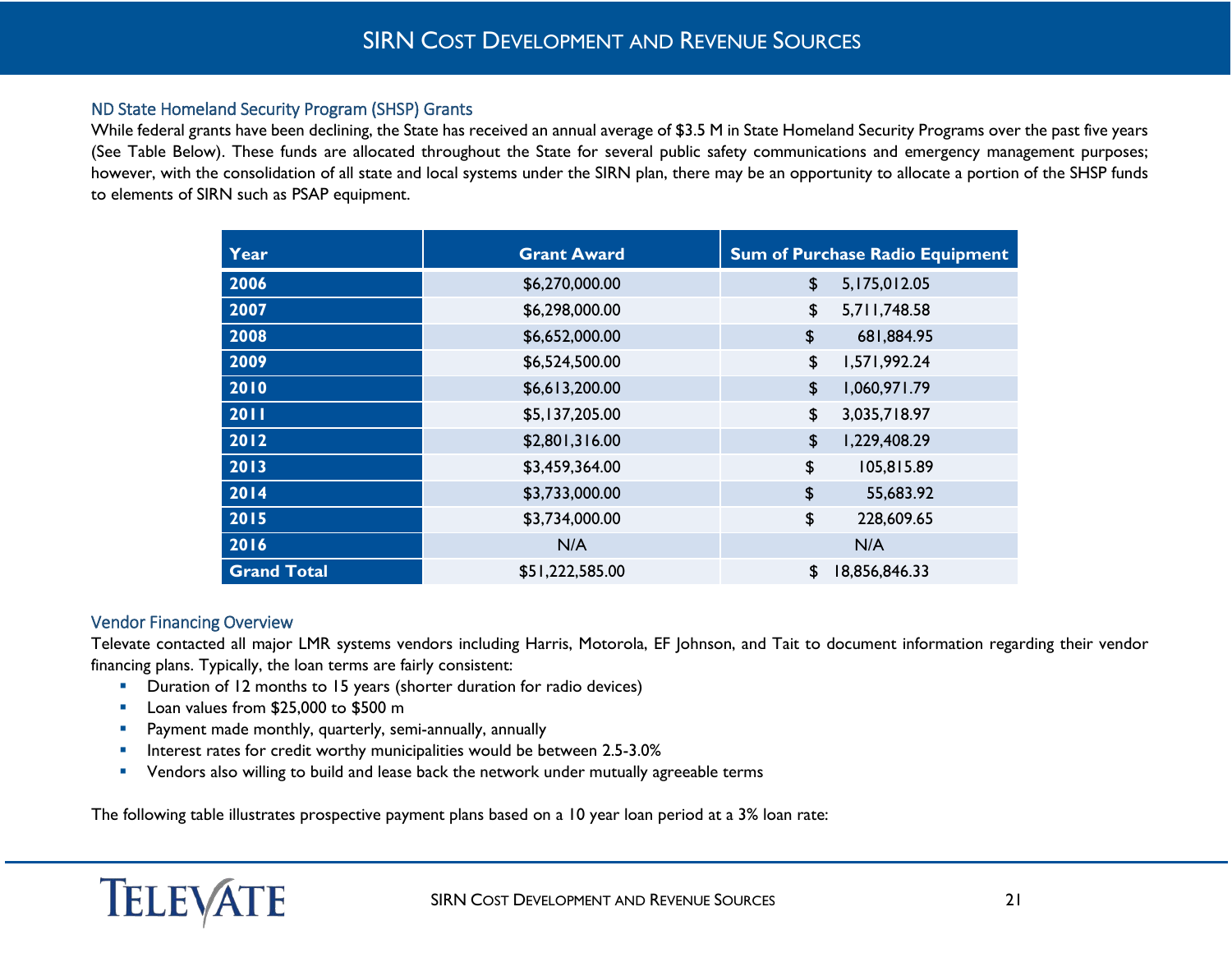# SIRN Cost Development and Revenue Sources

### ND State Homeland Security Program (SHSP) Grants

While federal grants have been declining, the State has received an annual average of $3.5 M in State Homeland Security Programs over the past five years (See Table Below). These funds are allocated throughout the State for several public safety communications and emergency management purposes; however, with the consolidation of all state and local systems under the SIRN plan, there may be an opportunity to allocate a portion of the SHSP funds to elements of SIRN such as PSAP equipment.

| Year | Grant Award | Sum of Purchase Radio Equipment |
|---|---|---|
| **2006** | $6,270,000.00 | $ 5,175,012.05 |
| **2007** | $6,298,000.00 | $ 5,711,748.58 |
| **2008** | $6,652,000.00 | $ 681,884.95 |
| **2009** | $6,524,500.00 | $ 1,571,992.24 |
| **2010** | $6,613,200.00 | $ 1,060,971.79 |
| **2011** | $5,137,205.00 | $ 3,035,718.97 |
| **2012** | $2,801,316.00 | $ 1,229,408.29 |
| **2013** | $3,459,364.00 | $ 105,815.89 |
| **2014** | $3,733,000.00 | $ 55,683.92 |
| **2015** | $3,734,000.00 | $ 228,609.65 |
| **2016** | N/A | N/A |
| **Grand Total** | $51,222,585.00 | $ 18,856,846.33 |

### Vendor Financing Overview

Televate contacted all major LMR systems vendors including Harris, Motorola, EF Johnson, and Tait to document information regarding their vendor financing plans. Typically, the loan terms are fairly consistent:

- Duration of 12 months to 15 years (shorter duration for radio devices)
- Loan values from $25,000 to $500 m
- Payment made monthly, quarterly, semi-annually, annually
- Interest rates for credit worthy municipalities would be between 2.5-3.0%
- Vendors also willing to build and lease back the network under mutually agreeable terms

The following table illustrates prospective payment plans based on a 10 year loan period at a 3% loan rate: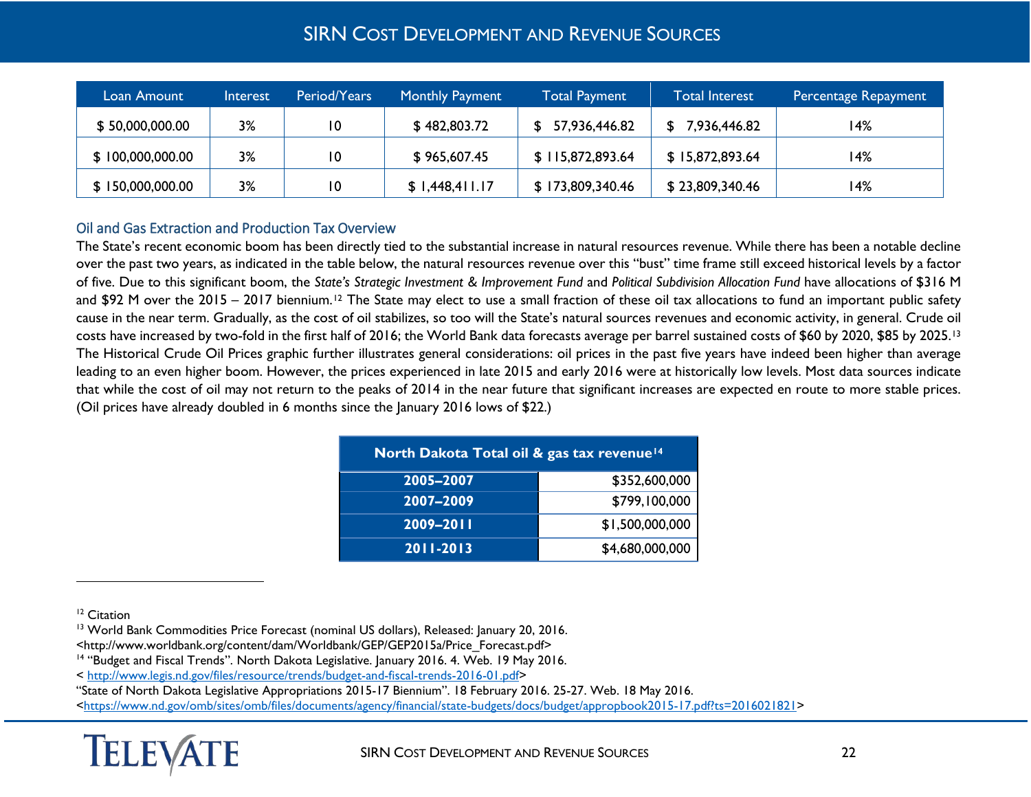| Loan Amount | Interest | Period/Years | Monthly Payment | Total Payment | Total Interest | Percentage Repayment |
|---|---|---|---|---|---|---|
| $ 50,000,000.00 | 3% | 10 | $ 482,803.72 | $ 57,936,446.82 | $ 7,936,446.82 | 14% |
| $ 100,000,000.00 | 3% | 10 | $ 965,607.45 | $ 115,872,893.64 | $ 15,872,893.64 | 14% |
| $ 150,000,000.00 | 3% | 10 | $ 1,448,411.17 | $ 173,809,340.46 | $ 23,809,340.46 | 14% |

### Oil and Gas Extraction and Production Tax Overview

The State's recent economic boom has been directly tied to the substantial increase in natural resources revenue. While there has been a notable decline over the past two years, as indicated in the table below, the natural resources revenue over this "bust" time frame still exceed historical levels by a factor of five. Due to this significant boom, the *State's Strategic Investment & Improvement Fund* and *Political Subdivision Allocation Fund* have allocations of $316 M and $92 M over the 2015 – 2017 biennium.[12] The State may elect to use a small fraction of these oil tax allocations to fund an important public safety cause in the near term. Gradually, as the cost of oil stabilizes, so too will the State's natural sources revenues and economic activity, in general. Crude oil costs have increased by two-fold in the first half of 2016; the World Bank data forecasts average per barrel sustained costs of $60 by 2020, $85 by 2025.[13] The Historical Crude Oil Prices graphic further illustrates general considerations: oil prices in the past five years have indeed been higher than average leading to an even higher boom. However, the prices experienced in late 2015 and early 2016 were at historically low levels. Most data sources indicate that while the cost of oil may not return to the peaks of 2014 in the near future that significant increases are expected en route to more stable prices. (Oil prices have already doubled in 6 months since the January 2016 lows of $22.)

| North Dakota Total oil & gas tax revenue[14] | |
|---|---|
| 2005–2007 | $352,600,000 |
| 2007–2009 | $799,100,000 |
| 2009–2011 | $1,500,000,000 |
| 2011-2013 | $4,680,000,000 |

---

[12] Citation

[13] World Bank Commodities Price Forecast (nominal US dollars), Released: January 20, 2016. <http://www.worldbank.org/content/dam/Worldbank/GEP/GEP2015a/Price_Forecast.pdf>

[14] "Budget and Fiscal Trends". North Dakota Legislative. January 2016. 4. Web. 19 May 2016. < http://www.legis.nd.gov/files/resource/trends/budget-and-fiscal-trends-2016-01.pdf>

"State of North Dakota Legislative Appropriations 2015-17 Biennium". 18 February 2016. 25-27. Web. 18 May 2016. <https://www.nd.gov/omb/sites/omb/files/documents/agency/financial/state-budgets/docs/budget/appropbook2015-17.pdf?ts=2016021821>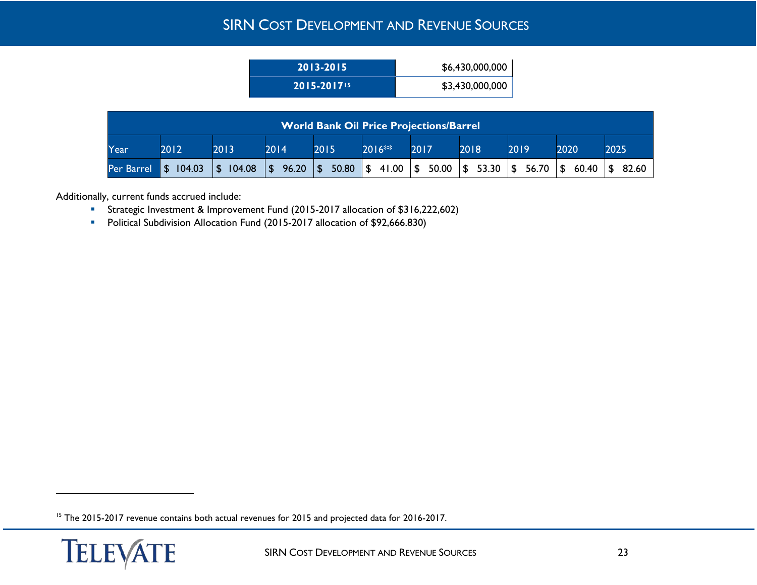# SIRN Cost Development and Revenue Sources

| | |
|---|---|
| **2013-2015** | $6,430,000,000 |
| **2015-2017**[15] | $3,430,000,000 |

| **World Bank Oil Price Projections/Barrel** | | | | | | | | | | |
|---|---|---|---|---|---|---|---|---|---|---|
| Year | 2012 | 2013 | 2014 | 2015 | 2016** | 2017 | 2018 | 2019 | 2020 | 2025 |
| Per Barrel | $ 104.03 | $ 104.08 | $ 96.20 | $ 50.80 | $ 41.00 | $ 50.00 | $ 53.30 | $ 56.70 | $ 60.40 | $ 82.60 |

Additionally, current funds accrued include:

- Strategic Investment & Improvement Fund (2015-2017 allocation of $316,222,602)
- Political Subdivision Allocation Fund (2015-2017 allocation of $92,666.830)

[15] The 2015-2017 revenue contains both actual revenues for 2015 and projected data for 2016-2017.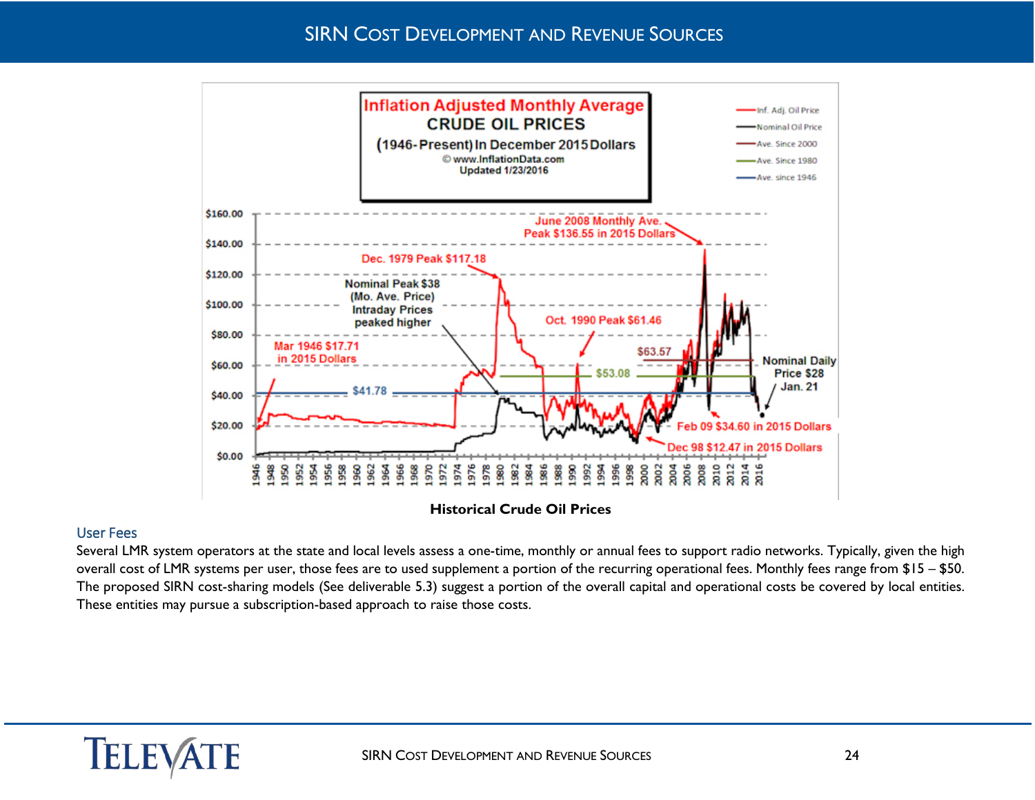Historical Crude Oil Prices

### User Fees

Several LMR system operators at the state and local levels assess a one-time, monthly or annual fees to support radio networks. Typically, given the high overall cost of LMR systems per user, those fees are to used supplement a portion of the recurring operational fees. Monthly fees range from $15 – $50. The proposed SIRN cost-sharing models (See deliverable 5.3) suggest a portion of the overall capital and operational costs be covered by local entities. These entities may pursue a subscription-based approach to raise those costs.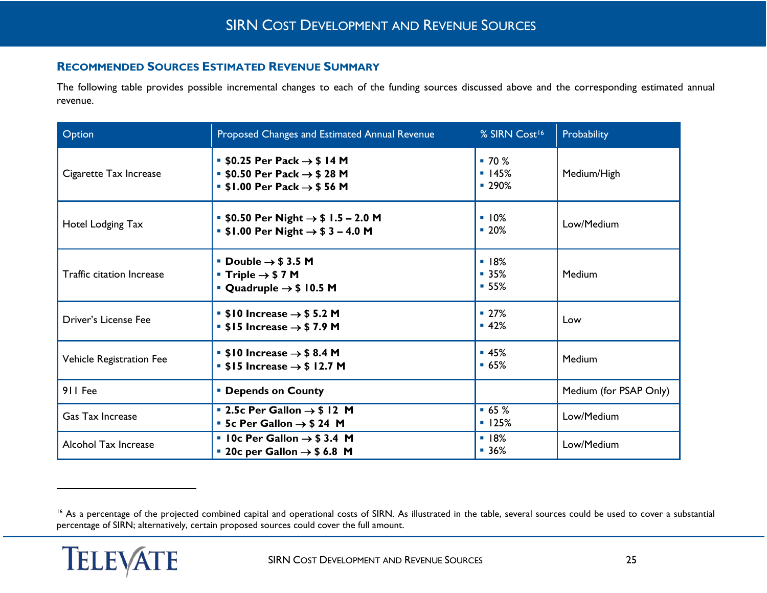### Recommended Sources Estimated Revenue Summary

The following table provides possible incremental changes to each of the funding sources discussed above and the corresponding estimated annual revenue.

| Option | Proposed Changes and Estimated Annual Revenue | % SIRN Cost[16] | Probability |
|---|---|---|---|
| Cigarette Tax Increase | ▪ **$0.25 Per Pack → $ 14 M**<br>▪ **$0.50 Per Pack → $ 28 M**<br>▪ **$1.00 Per Pack → $ 56 M** | ▪ 70 %<br>▪ 145%<br>▪ 290% | Medium/High |
| Hotel Lodging Tax | ▪ **$0.50 Per Night → $ 1.5 – 2.0 M**<br>▪ **$1.00 Per Night → $ 3 – 4.0 M** | ▪ 10%<br>▪ 20% | Low/Medium |
| Traffic citation Increase | ▪ **Double → $ 3.5 M**<br>▪ **Triple → $ 7 M**<br>▪ **Quadruple → $ 10.5 M** | ▪ 18%<br>▪ 35%<br>▪ 55% | Medium |
| Driver's License Fee | ▪ **$10 Increase → $ 5.2 M**<br>▪ **$15 Increase → $ 7.9 M** | ▪ 27%<br>▪ 42% | Low |
| Vehicle Registration Fee | ▪ **$10 Increase → $ 8.4 M**<br>▪ **$15 Increase → $ 12.7 M** | ▪ 45%<br>▪ 65% | Medium |
| 911 Fee | ▪ **Depends on County** | | Medium (for PSAP Only) |
| Gas Tax Increase | ▪ **2.5c Per Gallon → $ 12 M**<br>▪ **5c Per Gallon → $ 24 M** | ▪ 65 %<br>▪ 125% | Low/Medium |
| Alcohol Tax Increase | ▪ **10c Per Gallon → $ 3.4 M**<br>▪ **20c per Gallon → $ 6.8 M** | ▪ 18%<br>▪ 36% | Low/Medium |

[16] As a percentage of the projected combined capital and operational costs of SIRN. As illustrated in the table, several sources could be used to cover a substantial percentage of SIRN; alternatively, certain proposed sources could cover the full amount.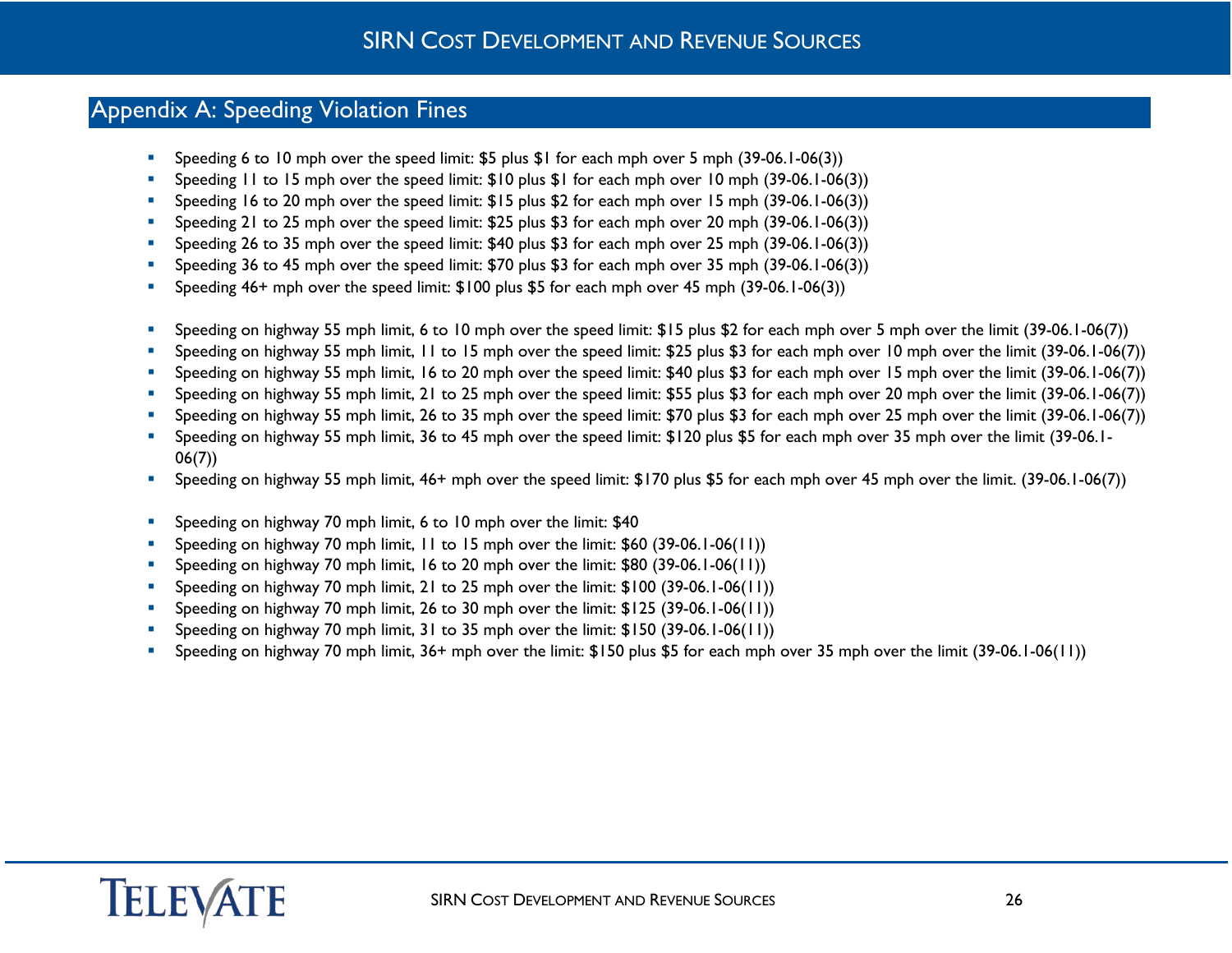## Appendix A: Speeding Violation Fines

- Speeding 6 to 10 mph over the speed limit: $5 plus $1 for each mph over 5 mph (39-06.1-06(3))
- Speeding 11 to 15 mph over the speed limit: $10 plus $1 for each mph over 10 mph (39-06.1-06(3))
- Speeding 16 to 20 mph over the speed limit: $15 plus $2 for each mph over 15 mph (39-06.1-06(3))
- Speeding 21 to 25 mph over the speed limit: $25 plus $3 for each mph over 20 mph (39-06.1-06(3))
- Speeding 26 to 35 mph over the speed limit: $40 plus $3 for each mph over 25 mph (39-06.1-06(3))
- Speeding 36 to 45 mph over the speed limit: $70 plus $3 for each mph over 35 mph (39-06.1-06(3))
- Speeding 46+ mph over the speed limit: $100 plus $5 for each mph over 45 mph (39-06.1-06(3))

- Speeding on highway 55 mph limit, 6 to 10 mph over the speed limit: $15 plus $2 for each mph over 5 mph over the limit (39-06.1-06(7))
- Speeding on highway 55 mph limit, 11 to 15 mph over the speed limit: $25 plus $3 for each mph over 10 mph over the limit (39-06.1-06(7))
- Speeding on highway 55 mph limit, 16 to 20 mph over the speed limit: $40 plus $3 for each mph over 15 mph over the limit (39-06.1-06(7))
- Speeding on highway 55 mph limit, 21 to 25 mph over the speed limit: $55 plus $3 for each mph over 20 mph over the limit (39-06.1-06(7))
- Speeding on highway 55 mph limit, 26 to 35 mph over the speed limit: $70 plus $3 for each mph over 25 mph over the limit (39-06.1-06(7))
- Speeding on highway 55 mph limit, 36 to 45 mph over the speed limit: $120 plus $5 for each mph over 35 mph over the limit (39-06.1-06(7))
- Speeding on highway 55 mph limit, 46+ mph over the speed limit: $170 plus $5 for each mph over 45 mph over the limit. (39-06.1-06(7))

- Speeding on highway 70 mph limit, 6 to 10 mph over the limit: $40
- Speeding on highway 70 mph limit, 11 to 15 mph over the limit: $60 (39-06.1-06(11))
- Speeding on highway 70 mph limit, 16 to 20 mph over the limit: $80 (39-06.1-06(11))
- Speeding on highway 70 mph limit, 21 to 25 mph over the limit: $100 (39-06.1-06(11))
- Speeding on highway 70 mph limit, 26 to 30 mph over the limit: $125 (39-06.1-06(11))
- Speeding on highway 70 mph limit, 31 to 35 mph over the limit: $150 (39-06.1-06(11))
- Speeding on highway 70 mph limit, 36+ mph over the limit: $150 plus $5 for each mph over 35 mph over the limit (39-06.1-06(11))